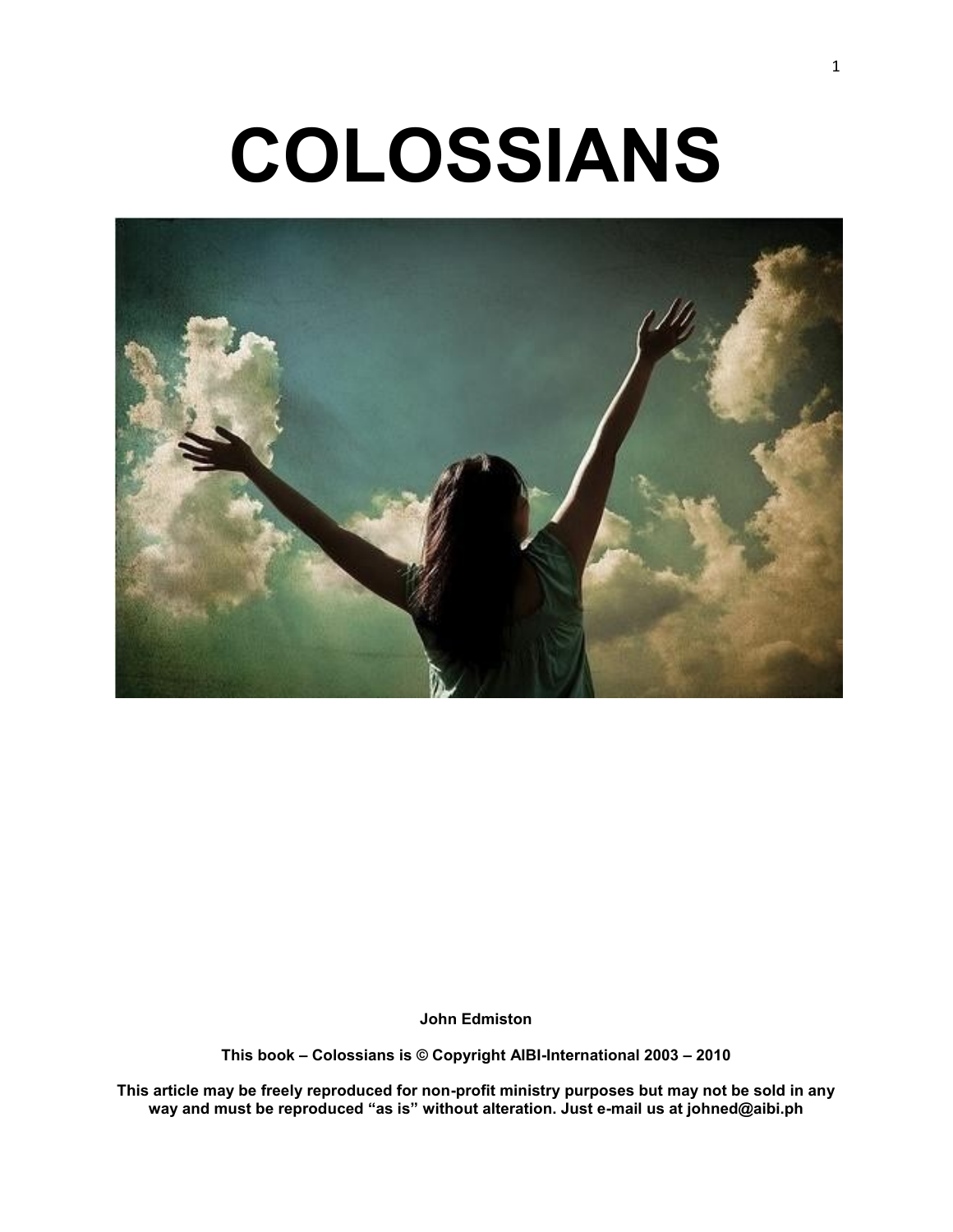# COLOSSIANS

**John Edmiston**

**This book – Colossians is © Copyright AIBI-International 2003 – 2010**

**This article may be freely reproduced for non-profit ministry purposes but may not be sold in any way and must be reproduced "as is" without alteration. Just e-mail us at johned@aibi.ph**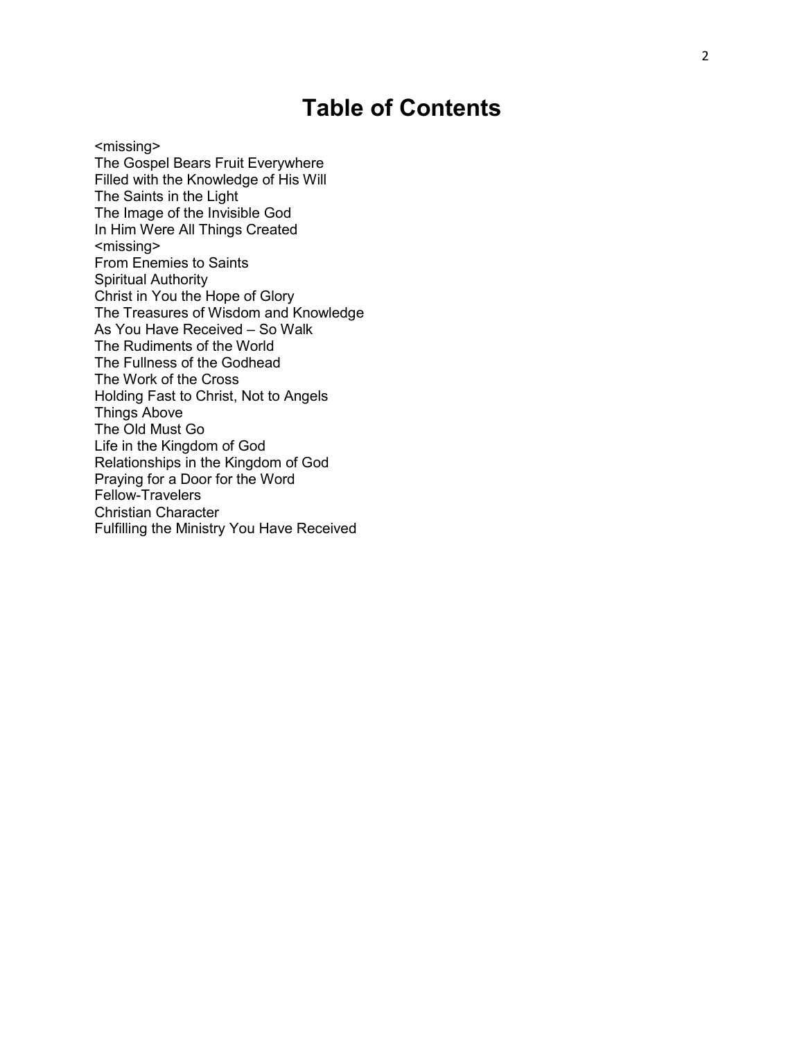# Table of Contents

<missing>
The Gospel Bears Fruit Everywhere
Filled with the Knowledge of His Will
The Saints in the Light
The Image of the Invisible God
In Him Were All Things Created
<missing>
From Enemies to Saints
Spiritual Authority
Christ in You the Hope of Glory
The Treasures of Wisdom and Knowledge
As You Have Received – So Walk
The Rudiments of the World
The Fullness of the Godhead
The Work of the Cross
Holding Fast to Christ, Not to Angels
Things Above
The Old Must Go
Life in the Kingdom of God
Relationships in the Kingdom of God
Praying for a Door for the Word
Fellow-Travelers
Christian Character
Fulfilling the Ministry You Have Received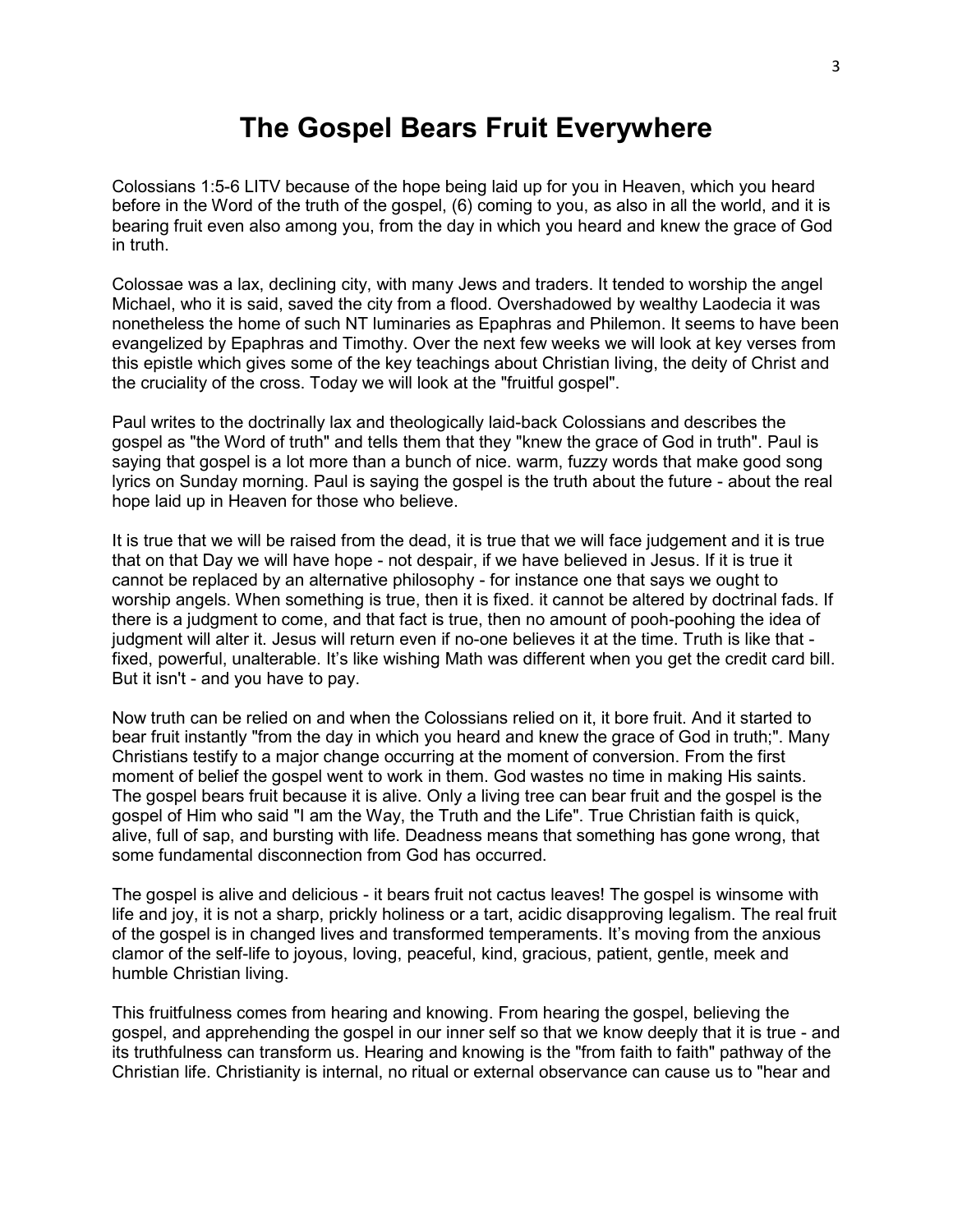# The Gospel Bears Fruit Everywhere

Colossians 1:5-6 LITV because of the hope being laid up for you in Heaven, which you heard before in the Word of the truth of the gospel, (6) coming to you, as also in all the world, and it is bearing fruit even also among you, from the day in which you heard and knew the grace of God in truth.

Colossae was a lax, declining city, with many Jews and traders. It tended to worship the angel Michael, who it is said, saved the city from a flood. Overshadowed by wealthy Laodecia it was nonetheless the home of such NT luminaries as Epaphras and Philemon. It seems to have been evangelized by Epaphras and Timothy. Over the next few weeks we will look at key verses from this epistle which gives some of the key teachings about Christian living, the deity of Christ and the cruciality of the cross. Today we will look at the "fruitful gospel".

Paul writes to the doctrinally lax and theologically laid-back Colossians and describes the gospel as "the Word of truth" and tells them that they "knew the grace of God in truth". Paul is saying that gospel is a lot more than a bunch of nice. warm, fuzzy words that make good song lyrics on Sunday morning. Paul is saying the gospel is the truth about the future - about the real hope laid up in Heaven for those who believe.

It is true that we will be raised from the dead, it is true that we will face judgement and it is true that on that Day we will have hope - not despair, if we have believed in Jesus. If it is true it cannot be replaced by an alternative philosophy - for instance one that says we ought to worship angels. When something is true, then it is fixed. it cannot be altered by doctrinal fads. If there is a judgment to come, and that fact is true, then no amount of pooh-poohing the idea of judgment will alter it. Jesus will return even if no-one believes it at the time. Truth is like that - fixed, powerful, unalterable. It's like wishing Math was different when you get the credit card bill. But it isn't - and you have to pay.

Now truth can be relied on and when the Colossians relied on it, it bore fruit. And it started to bear fruit instantly "from the day in which you heard and knew the grace of God in truth;". Many Christians testify to a major change occurring at the moment of conversion. From the first moment of belief the gospel went to work in them. God wastes no time in making His saints. The gospel bears fruit because it is alive. Only a living tree can bear fruit and the gospel is the gospel of Him who said "I am the Way, the Truth and the Life". True Christian faith is quick, alive, full of sap, and bursting with life. Deadness means that something has gone wrong, that some fundamental disconnection from God has occurred.

The gospel is alive and delicious - it bears fruit not cactus leaves! The gospel is winsome with life and joy, it is not a sharp, prickly holiness or a tart, acidic disapproving legalism. The real fruit of the gospel is in changed lives and transformed temperaments. It's moving from the anxious clamor of the self-life to joyous, loving, peaceful, kind, gracious, patient, gentle, meek and humble Christian living.

This fruitfulness comes from hearing and knowing. From hearing the gospel, believing the gospel, and apprehending the gospel in our inner self so that we know deeply that it is true - and its truthfulness can transform us. Hearing and knowing is the "from faith to faith" pathway of the Christian life. Christianity is internal, no ritual or external observance can cause us to "hear and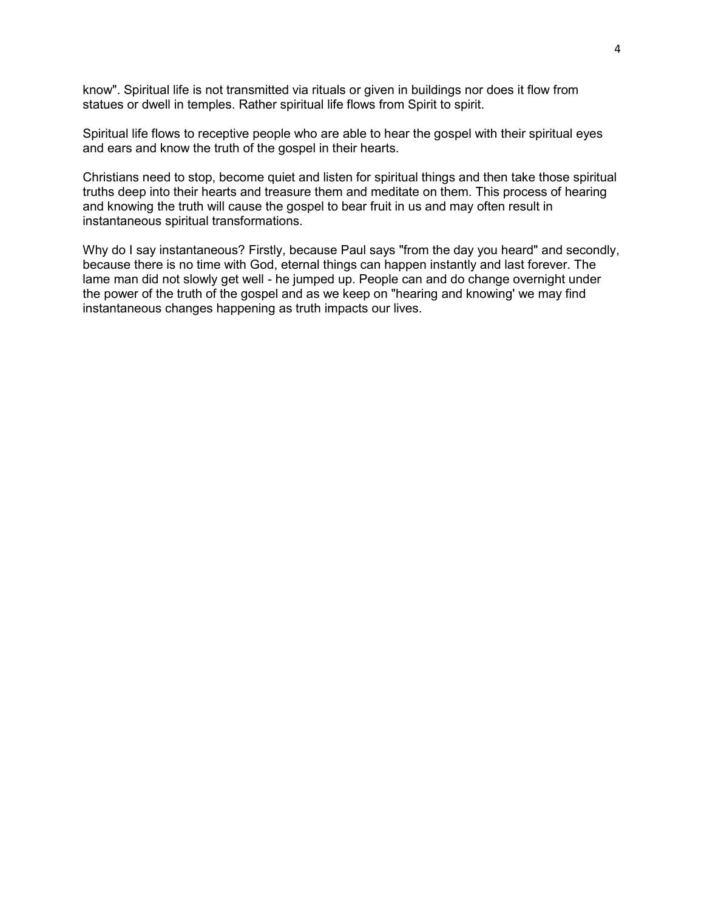know". Spiritual life is not transmitted via rituals or given in buildings nor does it flow from statues or dwell in temples. Rather spiritual life flows from Spirit to spirit.

Spiritual life flows to receptive people who are able to hear the gospel with their spiritual eyes and ears and know the truth of the gospel in their hearts.

Christians need to stop, become quiet and listen for spiritual things and then take those spiritual truths deep into their hearts and treasure them and meditate on them. This process of hearing and knowing the truth will cause the gospel to bear fruit in us and may often result in instantaneous spiritual transformations.

Why do I say instantaneous? Firstly, because Paul says "from the day you heard" and secondly, because there is no time with God, eternal things can happen instantly and last forever. The lame man did not slowly get well - he jumped up. People can and do change overnight under the power of the truth of the gospel and as we keep on "hearing and knowing' we may find instantaneous changes happening as truth impacts our lives.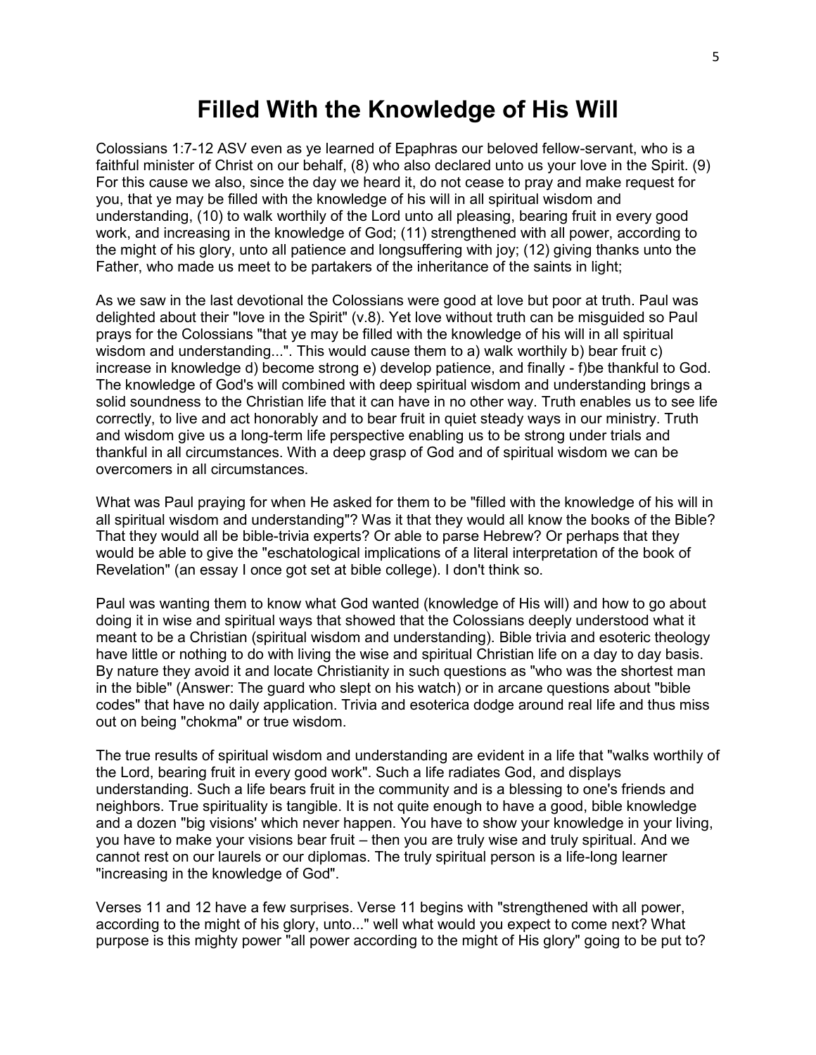# Filled With the Knowledge of His Will

Colossians 1:7-12 ASV even as ye learned of Epaphras our beloved fellow-servant, who is a faithful minister of Christ on our behalf, (8) who also declared unto us your love in the Spirit. (9) For this cause we also, since the day we heard it, do not cease to pray and make request for you, that ye may be filled with the knowledge of his will in all spiritual wisdom and understanding, (10) to walk worthily of the Lord unto all pleasing, bearing fruit in every good work, and increasing in the knowledge of God; (11) strengthened with all power, according to the might of his glory, unto all patience and longsuffering with joy; (12) giving thanks unto the Father, who made us meet to be partakers of the inheritance of the saints in light;

As we saw in the last devotional the Colossians were good at love but poor at truth. Paul was delighted about their "love in the Spirit" (v.8). Yet love without truth can be misguided so Paul prays for the Colossians "that ye may be filled with the knowledge of his will in all spiritual wisdom and understanding...". This would cause them to a) walk worthily b) bear fruit c) increase in knowledge d) become strong e) develop patience, and finally - f)be thankful to God. The knowledge of God's will combined with deep spiritual wisdom and understanding brings a solid soundness to the Christian life that it can have in no other way. Truth enables us to see life correctly, to live and act honorably and to bear fruit in quiet steady ways in our ministry. Truth and wisdom give us a long-term life perspective enabling us to be strong under trials and thankful in all circumstances. With a deep grasp of God and of spiritual wisdom we can be overcomers in all circumstances.

What was Paul praying for when He asked for them to be "filled with the knowledge of his will in all spiritual wisdom and understanding"? Was it that they would all know the books of the Bible? That they would all be bible-trivia experts? Or able to parse Hebrew? Or perhaps that they would be able to give the "eschatological implications of a literal interpretation of the book of Revelation" (an essay I once got set at bible college). I don't think so.

Paul was wanting them to know what God wanted (knowledge of His will) and how to go about doing it in wise and spiritual ways that showed that the Colossians deeply understood what it meant to be a Christian (spiritual wisdom and understanding). Bible trivia and esoteric theology have little or nothing to do with living the wise and spiritual Christian life on a day to day basis. By nature they avoid it and locate Christianity in such questions as "who was the shortest man in the bible" (Answer: The guard who slept on his watch) or in arcane questions about "bible codes" that have no daily application. Trivia and esoterica dodge around real life and thus miss out on being "chokma" or true wisdom.

The true results of spiritual wisdom and understanding are evident in a life that "walks worthily of the Lord, bearing fruit in every good work". Such a life radiates God, and displays understanding. Such a life bears fruit in the community and is a blessing to one's friends and neighbors. True spirituality is tangible. It is not quite enough to have a good, bible knowledge and a dozen "big visions' which never happen. You have to show your knowledge in your living, you have to make your visions bear fruit – then you are truly wise and truly spiritual. And we cannot rest on our laurels or our diplomas. The truly spiritual person is a life-long learner "increasing in the knowledge of God".

Verses 11 and 12 have a few surprises. Verse 11 begins with "strengthened with all power, according to the might of his glory, unto..." well what would you expect to come next? What purpose is this mighty power "all power according to the might of His glory" going to be put to?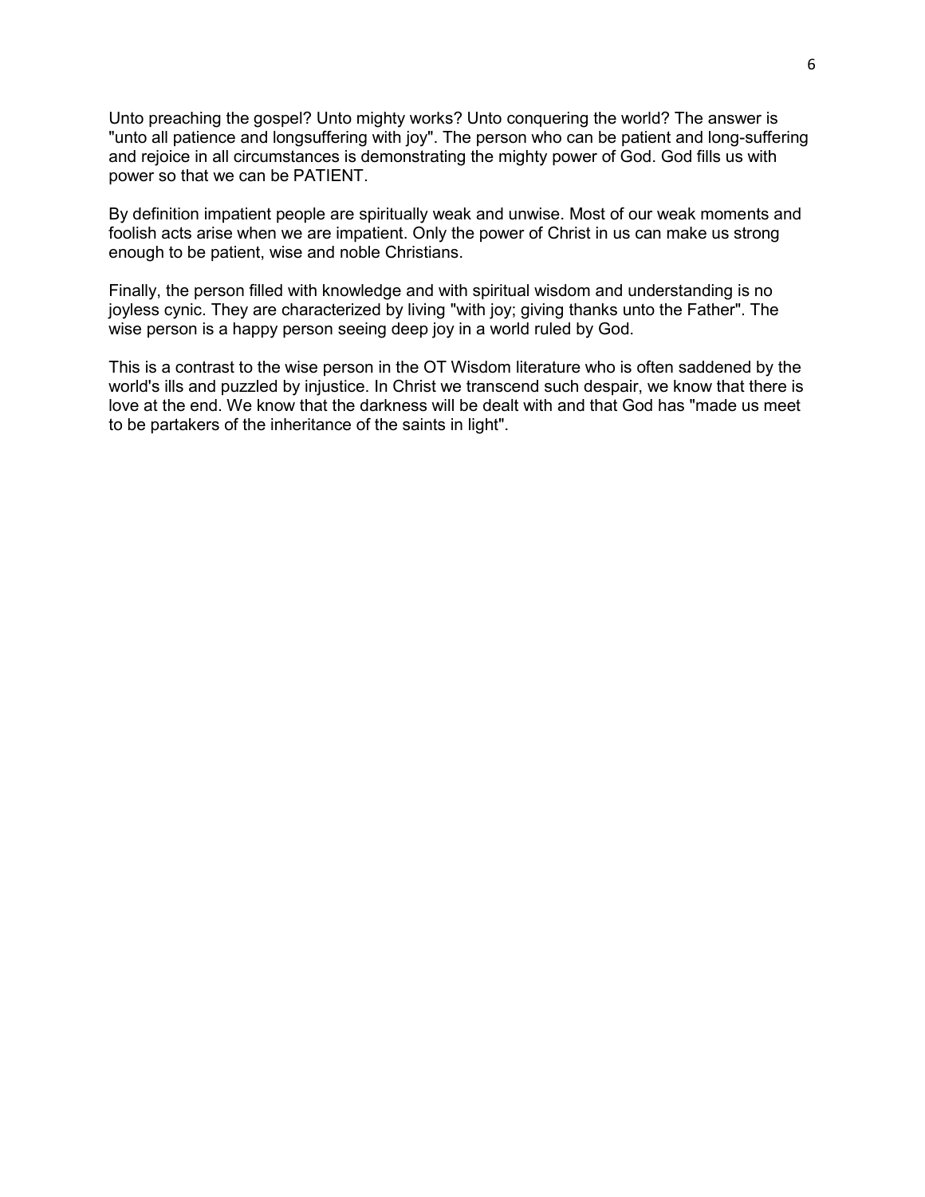Unto preaching the gospel? Unto mighty works? Unto conquering the world? The answer is "unto all patience and longsuffering with joy". The person who can be patient and long-suffering and rejoice in all circumstances is demonstrating the mighty power of God. God fills us with power so that we can be PATIENT.

By definition impatient people are spiritually weak and unwise. Most of our weak moments and foolish acts arise when we are impatient. Only the power of Christ in us can make us strong enough to be patient, wise and noble Christians.

Finally, the person filled with knowledge and with spiritual wisdom and understanding is no joyless cynic. They are characterized by living "with joy; giving thanks unto the Father". The wise person is a happy person seeing deep joy in a world ruled by God.

This is a contrast to the wise person in the OT Wisdom literature who is often saddened by the world's ills and puzzled by injustice. In Christ we transcend such despair, we know that there is love at the end. We know that the darkness will be dealt with and that God has "made us meet to be partakers of the inheritance of the saints in light".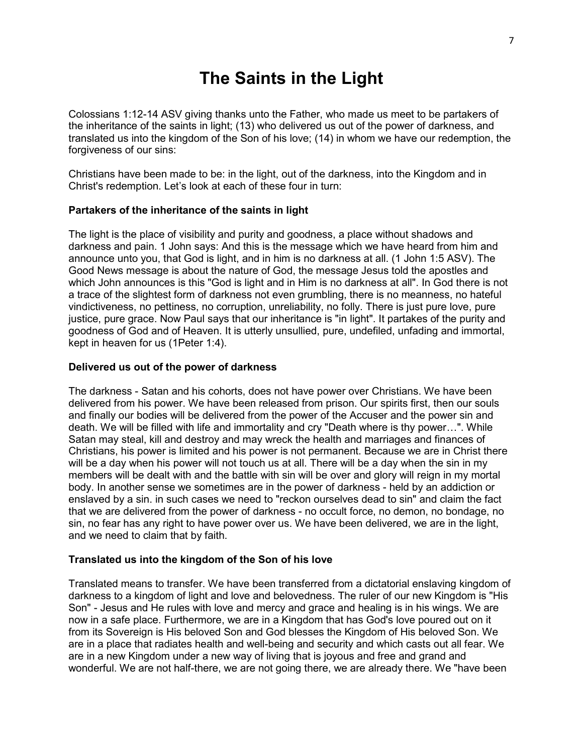# The Saints in the Light

Colossians 1:12-14 ASV giving thanks unto the Father, who made us meet to be partakers of the inheritance of the saints in light; (13) who delivered us out of the power of darkness, and translated us into the kingdom of the Son of his love; (14) in whom we have our redemption, the forgiveness of our sins:

Christians have been made to be: in the light, out of the darkness, into the Kingdom and in Christ's redemption. Let's look at each of these four in turn:

**Partakers of the inheritance of the saints in light**

The light is the place of visibility and purity and goodness, a place without shadows and darkness and pain. 1 John says: And this is the message which we have heard from him and announce unto you, that God is light, and in him is no darkness at all. (1 John 1:5 ASV). The Good News message is about the nature of God, the message Jesus told the apostles and which John announces is this "God is light and in Him is no darkness at all". In God there is not a trace of the slightest form of darkness not even grumbling, there is no meanness, no hateful vindictiveness, no pettiness, no corruption, unreliability, no folly. There is just pure love, pure justice, pure grace. Now Paul says that our inheritance is "in light". It partakes of the purity and goodness of God and of Heaven. It is utterly unsullied, pure, undefiled, unfading and immortal, kept in heaven for us (1Peter 1:4).

**Delivered us out of the power of darkness**

The darkness - Satan and his cohorts, does not have power over Christians. We have been delivered from his power. We have been released from prison. Our spirits first, then our souls and finally our bodies will be delivered from the power of the Accuser and the power sin and death. We will be filled with life and immortality and cry "Death where is thy power…". While Satan may steal, kill and destroy and may wreck the health and marriages and finances of Christians, his power is limited and his power is not permanent. Because we are in Christ there will be a day when his power will not touch us at all. There will be a day when the sin in my members will be dealt with and the battle with sin will be over and glory will reign in my mortal body. In another sense we sometimes are in the power of darkness - held by an addiction or enslaved by a sin. in such cases we need to "reckon ourselves dead to sin" and claim the fact that we are delivered from the power of darkness - no occult force, no demon, no bondage, no sin, no fear has any right to have power over us. We have been delivered, we are in the light, and we need to claim that by faith.

**Translated us into the kingdom of the Son of his love**

Translated means to transfer. We have been transferred from a dictatorial enslaving kingdom of darkness to a kingdom of light and love and belovedness. The ruler of our new Kingdom is "His Son" - Jesus and He rules with love and mercy and grace and healing is in his wings. We are now in a safe place. Furthermore, we are in a Kingdom that has God's love poured out on it from its Sovereign is His beloved Son and God blesses the Kingdom of His beloved Son. We are in a place that radiates health and well-being and security and which casts out all fear. We are in a new Kingdom under a new way of living that is joyous and free and grand and wonderful. We are not half-there, we are not going there, we are already there. We "have been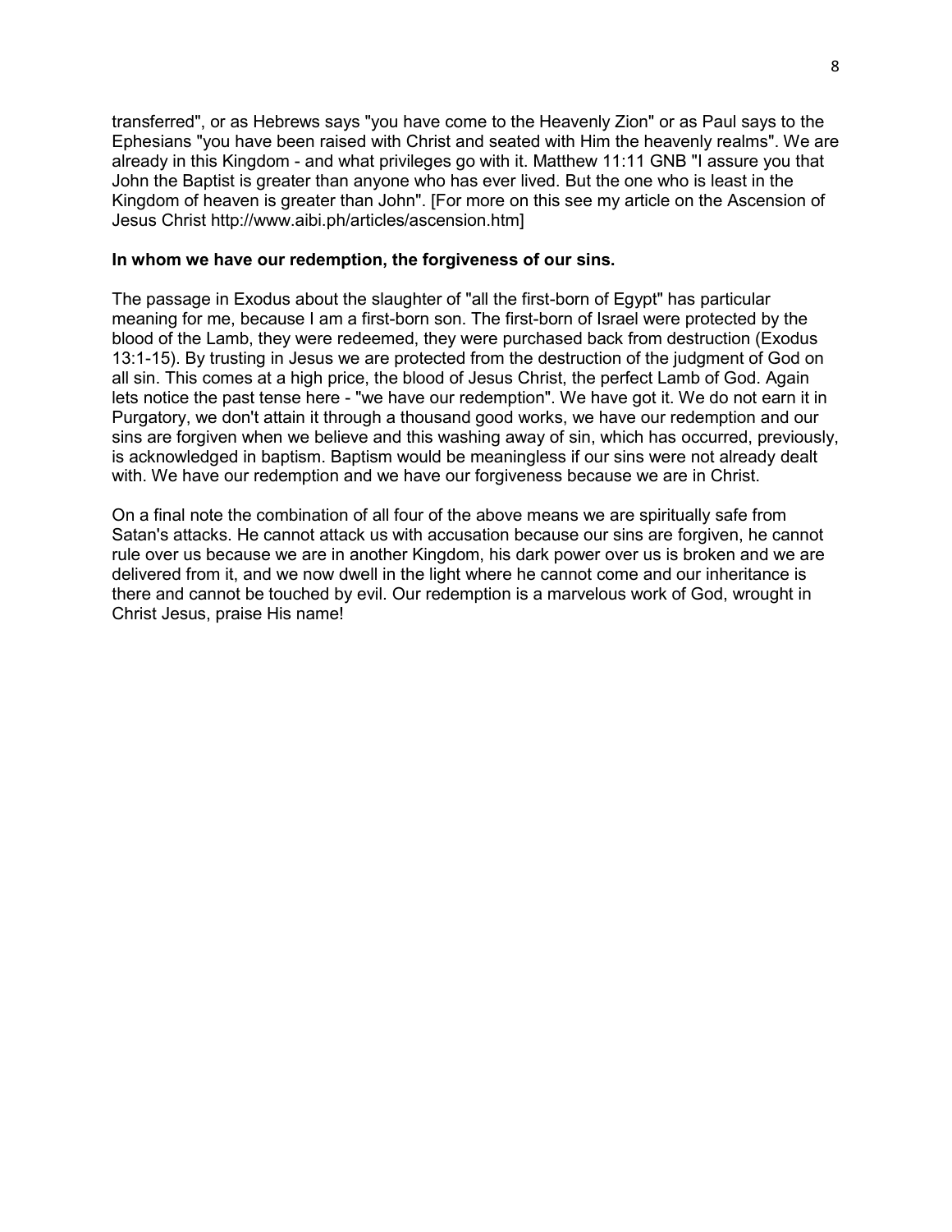transferred", or as Hebrews says "you have come to the Heavenly Zion" or as Paul says to the Ephesians "you have been raised with Christ and seated with Him the heavenly realms". We are already in this Kingdom - and what privileges go with it. Matthew 11:11 GNB "I assure you that John the Baptist is greater than anyone who has ever lived. But the one who is least in the Kingdom of heaven is greater than John". [For more on this see my article on the Ascension of Jesus Christ http://www.aibi.ph/articles/ascension.htm]

**In whom we have our redemption, the forgiveness of our sins.**

The passage in Exodus about the slaughter of "all the first-born of Egypt" has particular meaning for me, because I am a first-born son. The first-born of Israel were protected by the blood of the Lamb, they were redeemed, they were purchased back from destruction (Exodus 13:1-15). By trusting in Jesus we are protected from the destruction of the judgment of God on all sin. This comes at a high price, the blood of Jesus Christ, the perfect Lamb of God. Again lets notice the past tense here - "we have our redemption". We have got it. We do not earn it in Purgatory, we don't attain it through a thousand good works, we have our redemption and our sins are forgiven when we believe and this washing away of sin, which has occurred, previously, is acknowledged in baptism. Baptism would be meaningless if our sins were not already dealt with. We have our redemption and we have our forgiveness because we are in Christ.

On a final note the combination of all four of the above means we are spiritually safe from Satan's attacks. He cannot attack us with accusation because our sins are forgiven, he cannot rule over us because we are in another Kingdom, his dark power over us is broken and we are delivered from it, and we now dwell in the light where he cannot come and our inheritance is there and cannot be touched by evil. Our redemption is a marvelous work of God, wrought in Christ Jesus, praise His name!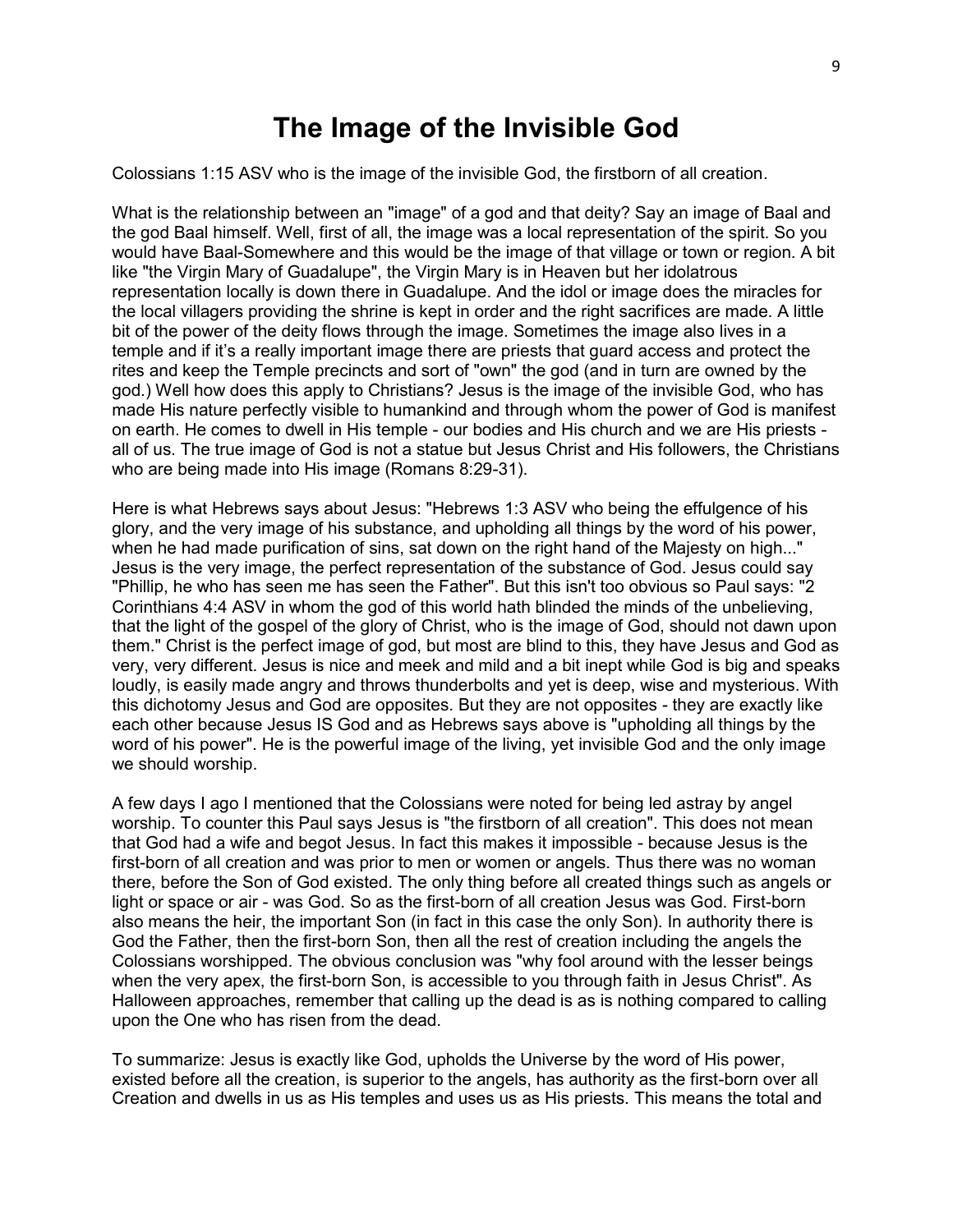# The Image of the Invisible God

Colossians 1:15 ASV who is the image of the invisible God, the firstborn of all creation.

What is the relationship between an "image" of a god and that deity? Say an image of Baal and the god Baal himself. Well, first of all, the image was a local representation of the spirit. So you would have Baal-Somewhere and this would be the image of that village or town or region. A bit like "the Virgin Mary of Guadalupe", the Virgin Mary is in Heaven but her idolatrous representation locally is down there in Guadalupe. And the idol or image does the miracles for the local villagers providing the shrine is kept in order and the right sacrifices are made. A little bit of the power of the deity flows through the image. Sometimes the image also lives in a temple and if it's a really important image there are priests that guard access and protect the rites and keep the Temple precincts and sort of "own" the god (and in turn are owned by the god.) Well how does this apply to Christians? Jesus is the image of the invisible God, who has made His nature perfectly visible to humankind and through whom the power of God is manifest on earth. He comes to dwell in His temple - our bodies and His church and we are His priests - all of us. The true image of God is not a statue but Jesus Christ and His followers, the Christians who are being made into His image (Romans 8:29-31).

Here is what Hebrews says about Jesus: "Hebrews 1:3 ASV who being the effulgence of his glory, and the very image of his substance, and upholding all things by the word of his power, when he had made purification of sins, sat down on the right hand of the Majesty on high..." Jesus is the very image, the perfect representation of the substance of God. Jesus could say "Phillip, he who has seen me has seen the Father". But this isn't too obvious so Paul says: "2 Corinthians 4:4 ASV in whom the god of this world hath blinded the minds of the unbelieving, that the light of the gospel of the glory of Christ, who is the image of God, should not dawn upon them." Christ is the perfect image of god, but most are blind to this, they have Jesus and God as very, very different. Jesus is nice and meek and mild and a bit inept while God is big and speaks loudly, is easily made angry and throws thunderbolts and yet is deep, wise and mysterious. With this dichotomy Jesus and God are opposites. But they are not opposites - they are exactly like each other because Jesus IS God and as Hebrews says above is "upholding all things by the word of his power". He is the powerful image of the living, yet invisible God and the only image we should worship.

A few days I ago I mentioned that the Colossians were noted for being led astray by angel worship. To counter this Paul says Jesus is "the firstborn of all creation". This does not mean that God had a wife and begot Jesus. In fact this makes it impossible - because Jesus is the first-born of all creation and was prior to men or women or angels. Thus there was no woman there, before the Son of God existed. The only thing before all created things such as angels or light or space or air - was God. So as the first-born of all creation Jesus was God. First-born also means the heir, the important Son (in fact in this case the only Son). In authority there is God the Father, then the first-born Son, then all the rest of creation including the angels the Colossians worshipped. The obvious conclusion was "why fool around with the lesser beings when the very apex, the first-born Son, is accessible to you through faith in Jesus Christ". As Halloween approaches, remember that calling up the dead is as is nothing compared to calling upon the One who has risen from the dead.

To summarize: Jesus is exactly like God, upholds the Universe by the word of His power, existed before all the creation, is superior to the angels, has authority as the first-born over all Creation and dwells in us as His temples and uses us as His priests. This means the total and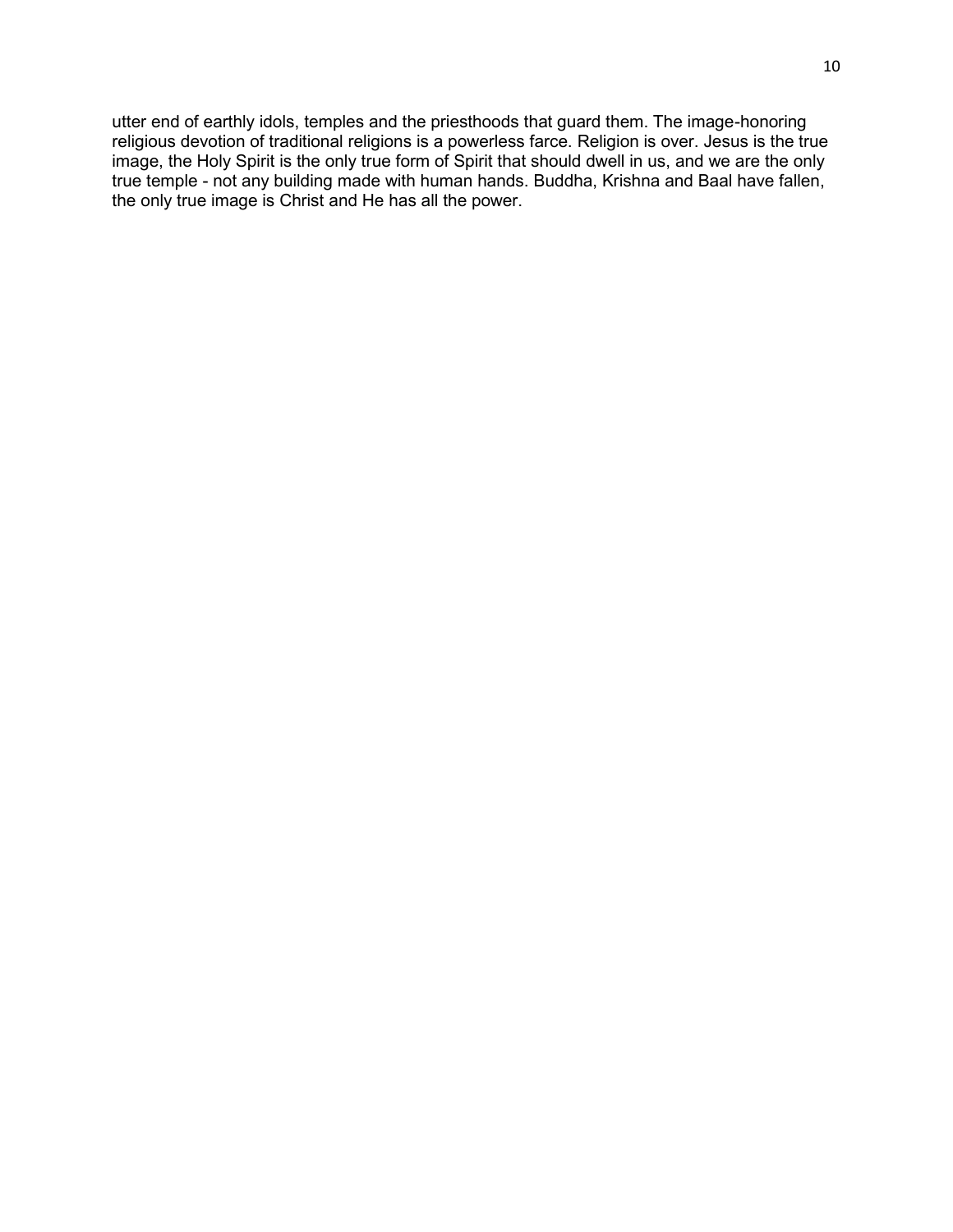utter end of earthly idols, temples and the priesthoods that guard them. The image-honoring religious devotion of traditional religions is a powerless farce. Religion is over. Jesus is the true image, the Holy Spirit is the only true form of Spirit that should dwell in us, and we are the only true temple - not any building made with human hands. Buddha, Krishna and Baal have fallen, the only true image is Christ and He has all the power.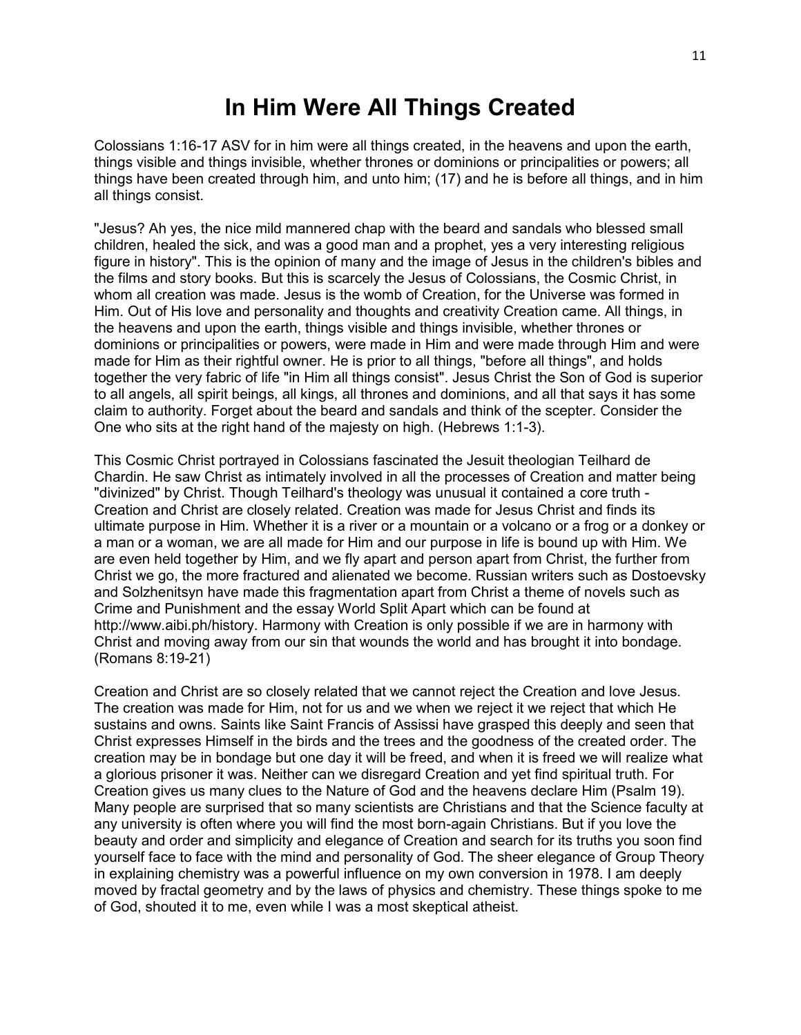# In Him Were All Things Created

Colossians 1:16-17 ASV for in him were all things created, in the heavens and upon the earth, things visible and things invisible, whether thrones or dominions or principalities or powers; all things have been created through him, and unto him; (17) and he is before all things, and in him all things consist.

"Jesus? Ah yes, the nice mild mannered chap with the beard and sandals who blessed small children, healed the sick, and was a good man and a prophet, yes a very interesting religious figure in history". This is the opinion of many and the image of Jesus in the children's bibles and the films and story books. But this is scarcely the Jesus of Colossians, the Cosmic Christ, in whom all creation was made. Jesus is the womb of Creation, for the Universe was formed in Him. Out of His love and personality and thoughts and creativity Creation came. All things, in the heavens and upon the earth, things visible and things invisible, whether thrones or dominions or principalities or powers, were made in Him and were made through Him and were made for Him as their rightful owner. He is prior to all things, "before all things", and holds together the very fabric of life "in Him all things consist". Jesus Christ the Son of God is superior to all angels, all spirit beings, all kings, all thrones and dominions, and all that says it has some claim to authority. Forget about the beard and sandals and think of the scepter. Consider the One who sits at the right hand of the majesty on high. (Hebrews 1:1-3).

This Cosmic Christ portrayed in Colossians fascinated the Jesuit theologian Teilhard de Chardin. He saw Christ as intimately involved in all the processes of Creation and matter being "divinized" by Christ. Though Teilhard's theology was unusual it contained a core truth - Creation and Christ are closely related. Creation was made for Jesus Christ and finds its ultimate purpose in Him. Whether it is a river or a mountain or a volcano or a frog or a donkey or a man or a woman, we are all made for Him and our purpose in life is bound up with Him. We are even held together by Him, and we fly apart and person apart from Christ, the further from Christ we go, the more fractured and alienated we become. Russian writers such as Dostoevsky and Solzhenitsyn have made this fragmentation apart from Christ a theme of novels such as Crime and Punishment and the essay World Split Apart which can be found at http://www.aibi.ph/history. Harmony with Creation is only possible if we are in harmony with Christ and moving away from our sin that wounds the world and has brought it into bondage. (Romans 8:19-21)

Creation and Christ are so closely related that we cannot reject the Creation and love Jesus. The creation was made for Him, not for us and we when we reject it we reject that which He sustains and owns. Saints like Saint Francis of Assissi have grasped this deeply and seen that Christ expresses Himself in the birds and the trees and the goodness of the created order. The creation may be in bondage but one day it will be freed, and when it is freed we will realize what a glorious prisoner it was. Neither can we disregard Creation and yet find spiritual truth. For Creation gives us many clues to the Nature of God and the heavens declare Him (Psalm 19). Many people are surprised that so many scientists are Christians and that the Science faculty at any university is often where you will find the most born-again Christians. But if you love the beauty and order and simplicity and elegance of Creation and search for its truths you soon find yourself face to face with the mind and personality of God. The sheer elegance of Group Theory in explaining chemistry was a powerful influence on my own conversion in 1978. I am deeply moved by fractal geometry and by the laws of physics and chemistry. These things spoke to me of God, shouted it to me, even while I was a most skeptical atheist.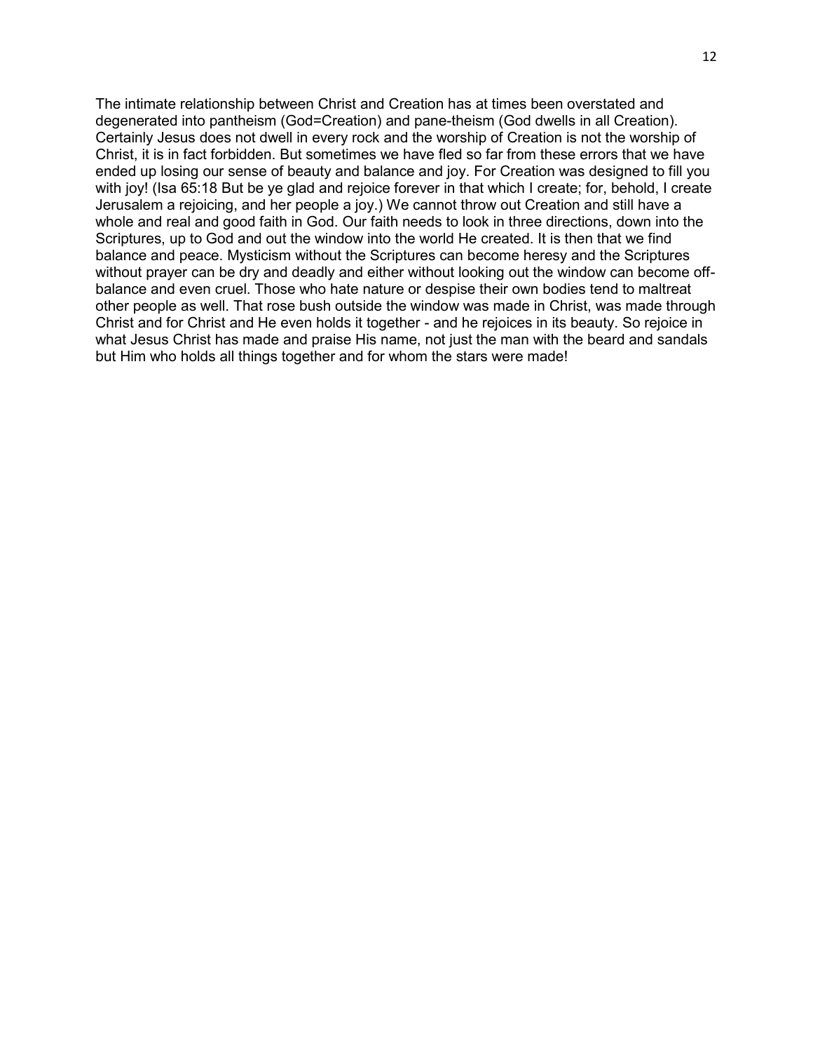The intimate relationship between Christ and Creation has at times been overstated and degenerated into pantheism (God=Creation) and pane-theism (God dwells in all Creation). Certainly Jesus does not dwell in every rock and the worship of Creation is not the worship of Christ, it is in fact forbidden. But sometimes we have fled so far from these errors that we have ended up losing our sense of beauty and balance and joy. For Creation was designed to fill you with joy! (Isa 65:18 But be ye glad and rejoice forever in that which I create; for, behold, I create Jerusalem a rejoicing, and her people a joy.) We cannot throw out Creation and still have a whole and real and good faith in God. Our faith needs to look in three directions, down into the Scriptures, up to God and out the window into the world He created. It is then that we find balance and peace. Mysticism without the Scriptures can become heresy and the Scriptures without prayer can be dry and deadly and either without looking out the window can become off-balance and even cruel. Those who hate nature or despise their own bodies tend to maltreat other people as well. That rose bush outside the window was made in Christ, was made through Christ and for Christ and He even holds it together - and he rejoices in its beauty. So rejoice in what Jesus Christ has made and praise His name, not just the man with the beard and sandals but Him who holds all things together and for whom the stars were made!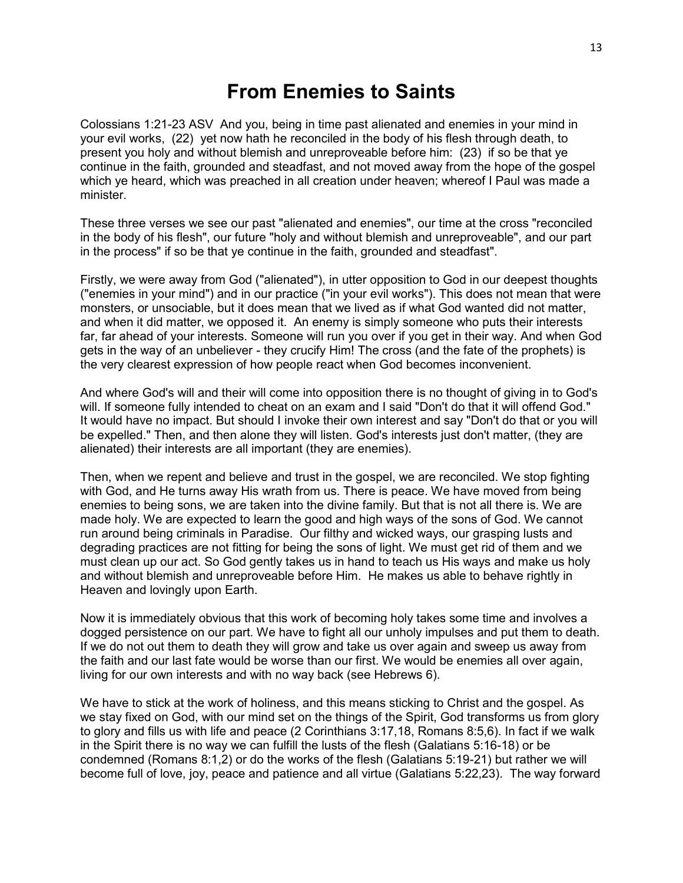# From Enemies to Saints

Colossians 1:21-23 ASV And you, being in time past alienated and enemies in your mind in your evil works, (22) yet now hath he reconciled in the body of his flesh through death, to present you holy and without blemish and unreproveable before him: (23) if so be that ye continue in the faith, grounded and steadfast, and not moved away from the hope of the gospel which ye heard, which was preached in all creation under heaven; whereof I Paul was made a minister.

These three verses we see our past "alienated and enemies", our time at the cross "reconciled in the body of his flesh", our future "holy and without blemish and unreproveable", and our part in the process" if so be that ye continue in the faith, grounded and steadfast".

Firstly, we were away from God ("alienated"), in utter opposition to God in our deepest thoughts ("enemies in your mind") and in our practice ("in your evil works"). This does not mean that were monsters, or unsociable, but it does mean that we lived as if what God wanted did not matter, and when it did matter, we opposed it. An enemy is simply someone who puts their interests far, far ahead of your interests. Someone will run you over if you get in their way. And when God gets in the way of an unbeliever - they crucify Him! The cross (and the fate of the prophets) is the very clearest expression of how people react when God becomes inconvenient.

And where God's will and their will come into opposition there is no thought of giving in to God's will. If someone fully intended to cheat on an exam and I said "Don't do that it will offend God." It would have no impact. But should I invoke their own interest and say "Don't do that or you will be expelled." Then, and then alone they will listen. God's interests just don't matter, (they are alienated) their interests are all important (they are enemies).

Then, when we repent and believe and trust in the gospel, we are reconciled. We stop fighting with God, and He turns away His wrath from us. There is peace. We have moved from being enemies to being sons, we are taken into the divine family. But that is not all there is. We are made holy. We are expected to learn the good and high ways of the sons of God. We cannot run around being criminals in Paradise. Our filthy and wicked ways, our grasping lusts and degrading practices are not fitting for being the sons of light. We must get rid of them and we must clean up our act. So God gently takes us in hand to teach us His ways and make us holy and without blemish and unreproveable before Him. He makes us able to behave rightly in Heaven and lovingly upon Earth.

Now it is immediately obvious that this work of becoming holy takes some time and involves a dogged persistence on our part. We have to fight all our unholy impulses and put them to death. If we do not out them to death they will grow and take us over again and sweep us away from the faith and our last fate would be worse than our first. We would be enemies all over again, living for our own interests and with no way back (see Hebrews 6).

We have to stick at the work of holiness, and this means sticking to Christ and the gospel. As we stay fixed on God, with our mind set on the things of the Spirit, God transforms us from glory to glory and fills us with life and peace (2 Corinthians 3:17,18, Romans 8:5,6). In fact if we walk in the Spirit there is no way we can fulfill the lusts of the flesh (Galatians 5:16-18) or be condemned (Romans 8:1,2) or do the works of the flesh (Galatians 5:19-21) but rather we will become full of love, joy, peace and patience and all virtue (Galatians 5:22,23). The way forward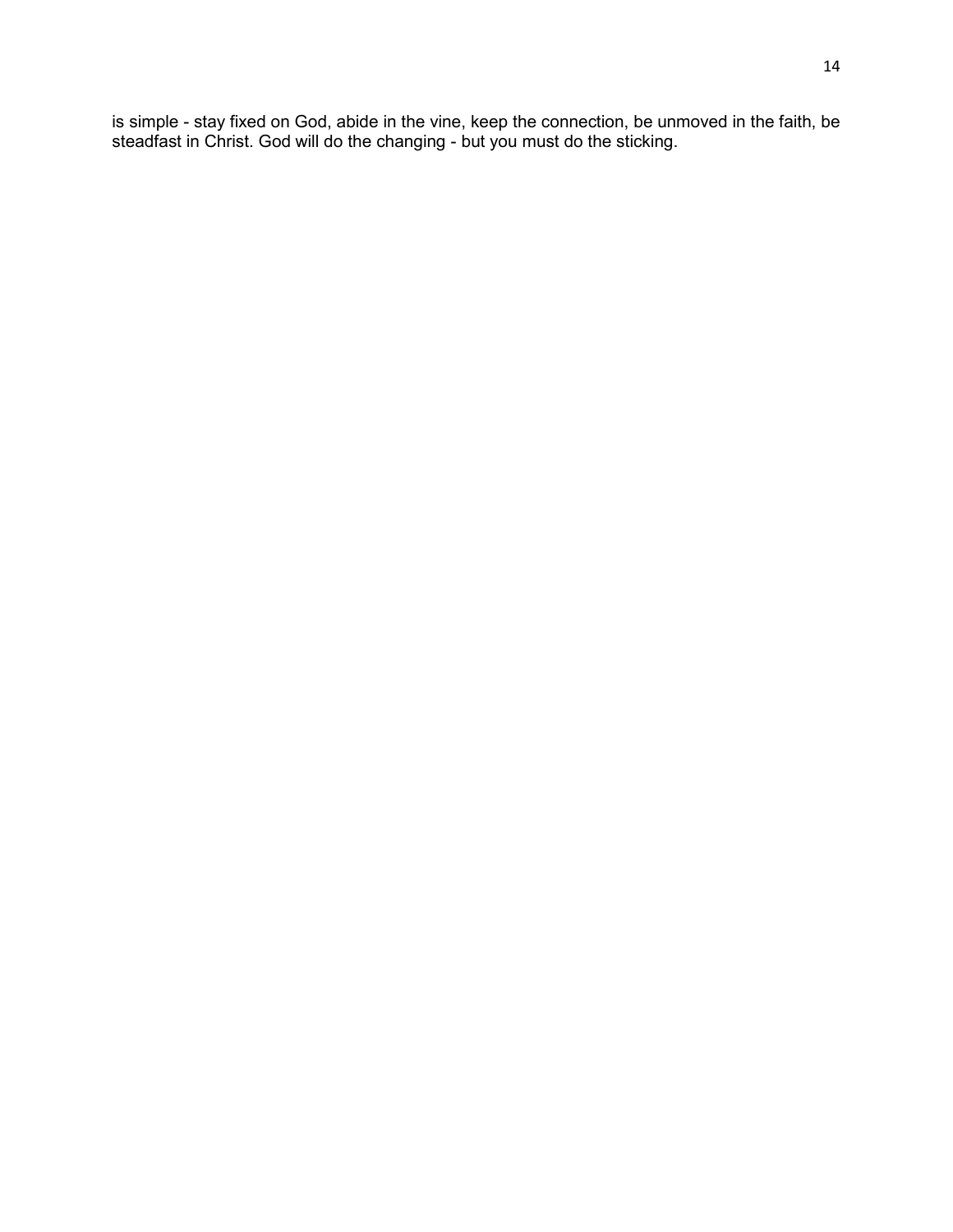is simple - stay fixed on God, abide in the vine, keep the connection, be unmoved in the faith, be steadfast in Christ. God will do the changing - but you must do the sticking.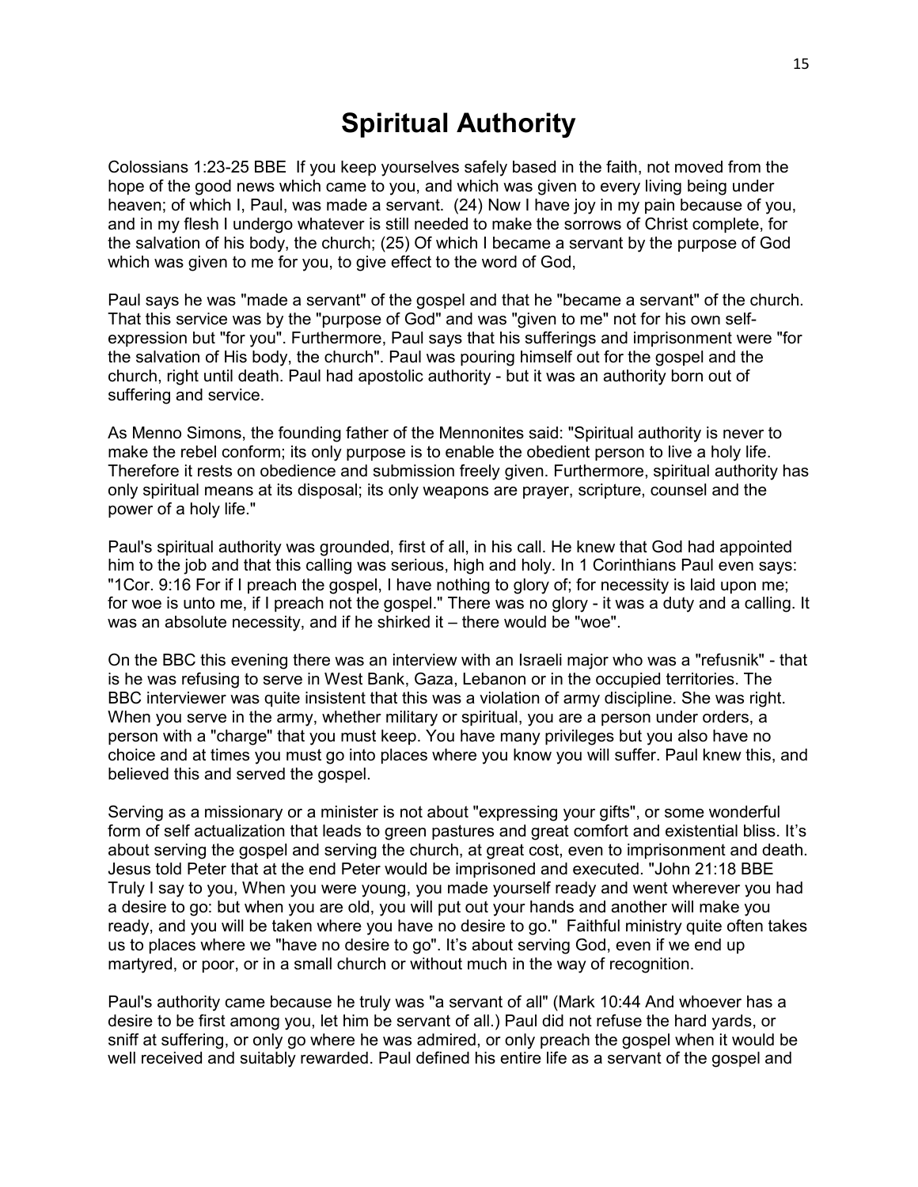# Spiritual Authority

Colossians 1:23-25 BBE If you keep yourselves safely based in the faith, not moved from the hope of the good news which came to you, and which was given to every living being under heaven; of which I, Paul, was made a servant. (24) Now I have joy in my pain because of you, and in my flesh I undergo whatever is still needed to make the sorrows of Christ complete, for the salvation of his body, the church; (25) Of which I became a servant by the purpose of God which was given to me for you, to give effect to the word of God,

Paul says he was "made a servant" of the gospel and that he "became a servant" of the church. That this service was by the "purpose of God" and was "given to me" not for his own self-expression but "for you". Furthermore, Paul says that his sufferings and imprisonment were "for the salvation of His body, the church". Paul was pouring himself out for the gospel and the church, right until death. Paul had apostolic authority - but it was an authority born out of suffering and service.

As Menno Simons, the founding father of the Mennonites said: "Spiritual authority is never to make the rebel conform; its only purpose is to enable the obedient person to live a holy life. Therefore it rests on obedience and submission freely given. Furthermore, spiritual authority has only spiritual means at its disposal; its only weapons are prayer, scripture, counsel and the power of a holy life."

Paul's spiritual authority was grounded, first of all, in his call. He knew that God had appointed him to the job and that this calling was serious, high and holy. In 1 Corinthians Paul even says: "1Cor. 9:16 For if I preach the gospel, I have nothing to glory of; for necessity is laid upon me; for woe is unto me, if I preach not the gospel." There was no glory - it was a duty and a calling. It was an absolute necessity, and if he shirked it – there would be "woe".

On the BBC this evening there was an interview with an Israeli major who was a "refusnik" - that is he was refusing to serve in West Bank, Gaza, Lebanon or in the occupied territories. The BBC interviewer was quite insistent that this was a violation of army discipline. She was right. When you serve in the army, whether military or spiritual, you are a person under orders, a person with a "charge" that you must keep. You have many privileges but you also have no choice and at times you must go into places where you know you will suffer. Paul knew this, and believed this and served the gospel.

Serving as a missionary or a minister is not about "expressing your gifts", or some wonderful form of self actualization that leads to green pastures and great comfort and existential bliss. It's about serving the gospel and serving the church, at great cost, even to imprisonment and death. Jesus told Peter that at the end Peter would be imprisoned and executed. "John 21:18 BBE Truly I say to you, When you were young, you made yourself ready and went wherever you had a desire to go: but when you are old, you will put out your hands and another will make you ready, and you will be taken where you have no desire to go." Faithful ministry quite often takes us to places where we "have no desire to go". It's about serving God, even if we end up martyred, or poor, or in a small church or without much in the way of recognition.

Paul's authority came because he truly was "a servant of all" (Mark 10:44 And whoever has a desire to be first among you, let him be servant of all.) Paul did not refuse the hard yards, or sniff at suffering, or only go where he was admired, or only preach the gospel when it would be well received and suitably rewarded. Paul defined his entire life as a servant of the gospel and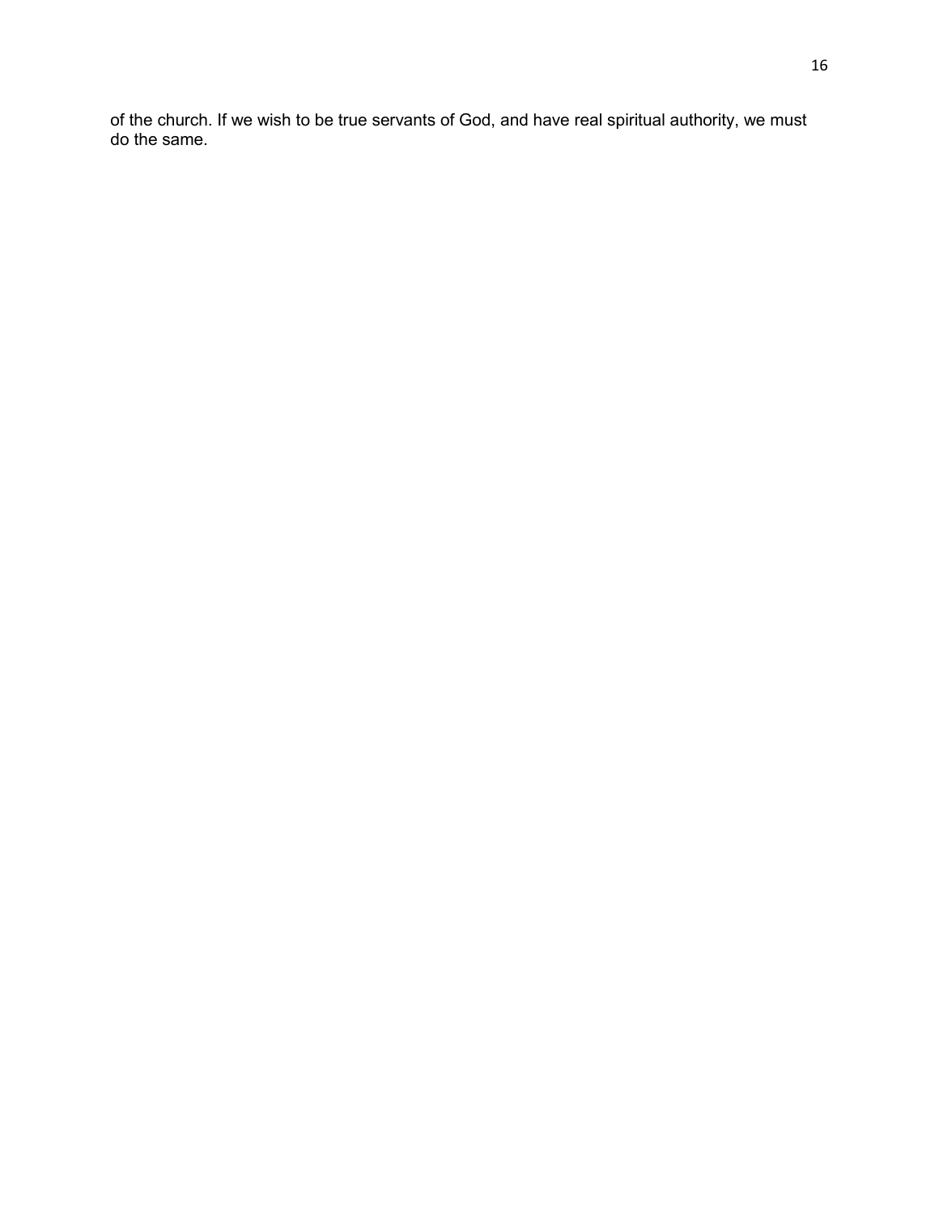of the church. If we wish to be true servants of God, and have real spiritual authority, we must do the same.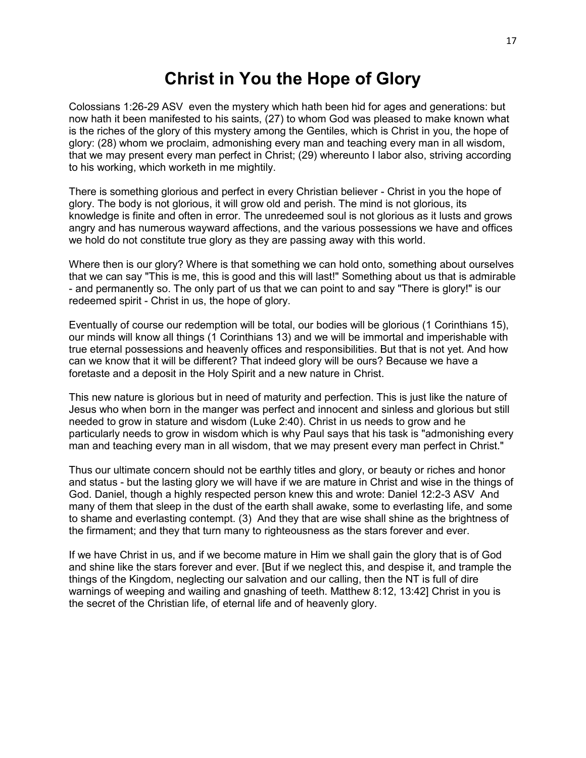# Christ in You the Hope of Glory

Colossians 1:26-29 ASV even the mystery which hath been hid for ages and generations: but now hath it been manifested to his saints, (27) to whom God was pleased to make known what is the riches of the glory of this mystery among the Gentiles, which is Christ in you, the hope of glory: (28) whom we proclaim, admonishing every man and teaching every man in all wisdom, that we may present every man perfect in Christ; (29) whereunto I labor also, striving according to his working, which worketh in me mightily.

There is something glorious and perfect in every Christian believer - Christ in you the hope of glory. The body is not glorious, it will grow old and perish. The mind is not glorious, its knowledge is finite and often in error. The unredeemed soul is not glorious as it lusts and grows angry and has numerous wayward affections, and the various possessions we have and offices we hold do not constitute true glory as they are passing away with this world.

Where then is our glory? Where is that something we can hold onto, something about ourselves that we can say "This is me, this is good and this will last!" Something about us that is admirable - and permanently so. The only part of us that we can point to and say "There is glory!" is our redeemed spirit - Christ in us, the hope of glory.

Eventually of course our redemption will be total, our bodies will be glorious (1 Corinthians 15), our minds will know all things (1 Corinthians 13) and we will be immortal and imperishable with true eternal possessions and heavenly offices and responsibilities. But that is not yet. And how can we know that it will be different? That indeed glory will be ours? Because we have a foretaste and a deposit in the Holy Spirit and a new nature in Christ.

This new nature is glorious but in need of maturity and perfection. This is just like the nature of Jesus who when born in the manger was perfect and innocent and sinless and glorious but still needed to grow in stature and wisdom (Luke 2:40). Christ in us needs to grow and he particularly needs to grow in wisdom which is why Paul says that his task is "admonishing every man and teaching every man in all wisdom, that we may present every man perfect in Christ."

Thus our ultimate concern should not be earthly titles and glory, or beauty or riches and honor and status - but the lasting glory we will have if we are mature in Christ and wise in the things of God. Daniel, though a highly respected person knew this and wrote: Daniel 12:2-3 ASV And many of them that sleep in the dust of the earth shall awake, some to everlasting life, and some to shame and everlasting contempt. (3) And they that are wise shall shine as the brightness of the firmament; and they that turn many to righteousness as the stars forever and ever.

If we have Christ in us, and if we become mature in Him we shall gain the glory that is of God and shine like the stars forever and ever. [But if we neglect this, and despise it, and trample the things of the Kingdom, neglecting our salvation and our calling, then the NT is full of dire warnings of weeping and wailing and gnashing of teeth. Matthew 8:12, 13:42] Christ in you is the secret of the Christian life, of eternal life and of heavenly glory.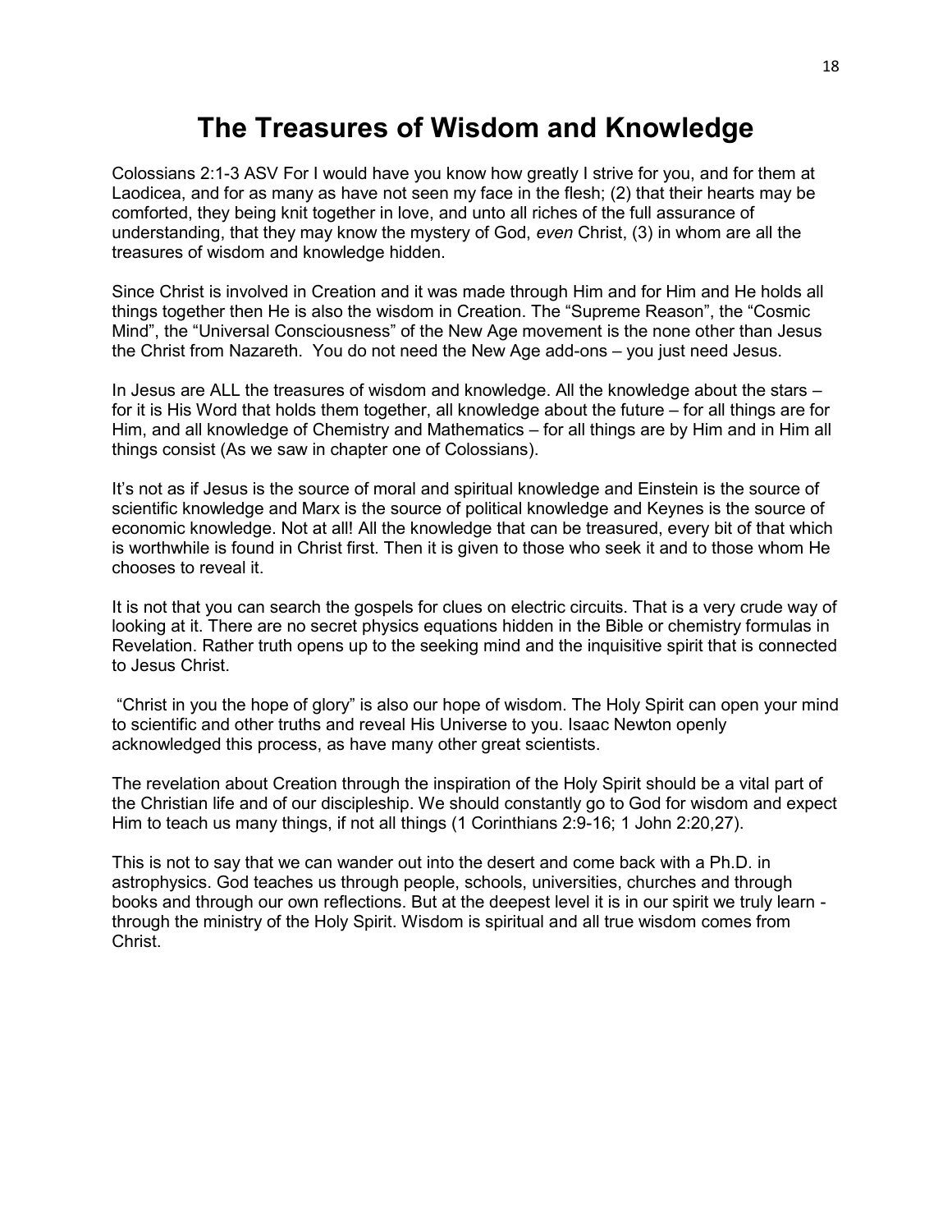# The Treasures of Wisdom and Knowledge

Colossians 2:1-3 ASV For I would have you know how greatly I strive for you, and for them at Laodicea, and for as many as have not seen my face in the flesh; (2) that their hearts may be comforted, they being knit together in love, and unto all riches of the full assurance of understanding, that they may know the mystery of God, *even* Christ, (3) in whom are all the treasures of wisdom and knowledge hidden.

Since Christ is involved in Creation and it was made through Him and for Him and He holds all things together then He is also the wisdom in Creation. The "Supreme Reason", the "Cosmic Mind", the "Universal Consciousness" of the New Age movement is the none other than Jesus the Christ from Nazareth. You do not need the New Age add-ons – you just need Jesus.

In Jesus are ALL the treasures of wisdom and knowledge. All the knowledge about the stars – for it is His Word that holds them together, all knowledge about the future – for all things are for Him, and all knowledge of Chemistry and Mathematics – for all things are by Him and in Him all things consist (As we saw in chapter one of Colossians).

It's not as if Jesus is the source of moral and spiritual knowledge and Einstein is the source of scientific knowledge and Marx is the source of political knowledge and Keynes is the source of economic knowledge. Not at all! All the knowledge that can be treasured, every bit of that which is worthwhile is found in Christ first. Then it is given to those who seek it and to those whom He chooses to reveal it.

It is not that you can search the gospels for clues on electric circuits. That is a very crude way of looking at it. There are no secret physics equations hidden in the Bible or chemistry formulas in Revelation. Rather truth opens up to the seeking mind and the inquisitive spirit that is connected to Jesus Christ.

"Christ in you the hope of glory" is also our hope of wisdom. The Holy Spirit can open your mind to scientific and other truths and reveal His Universe to you. Isaac Newton openly acknowledged this process, as have many other great scientists.

The revelation about Creation through the inspiration of the Holy Spirit should be a vital part of the Christian life and of our discipleship. We should constantly go to God for wisdom and expect Him to teach us many things, if not all things (1 Corinthians 2:9-16; 1 John 2:20,27).

This is not to say that we can wander out into the desert and come back with a Ph.D. in astrophysics. God teaches us through people, schools, universities, churches and through books and through our own reflections. But at the deepest level it is in our spirit we truly learn - through the ministry of the Holy Spirit. Wisdom is spiritual and all true wisdom comes from Christ.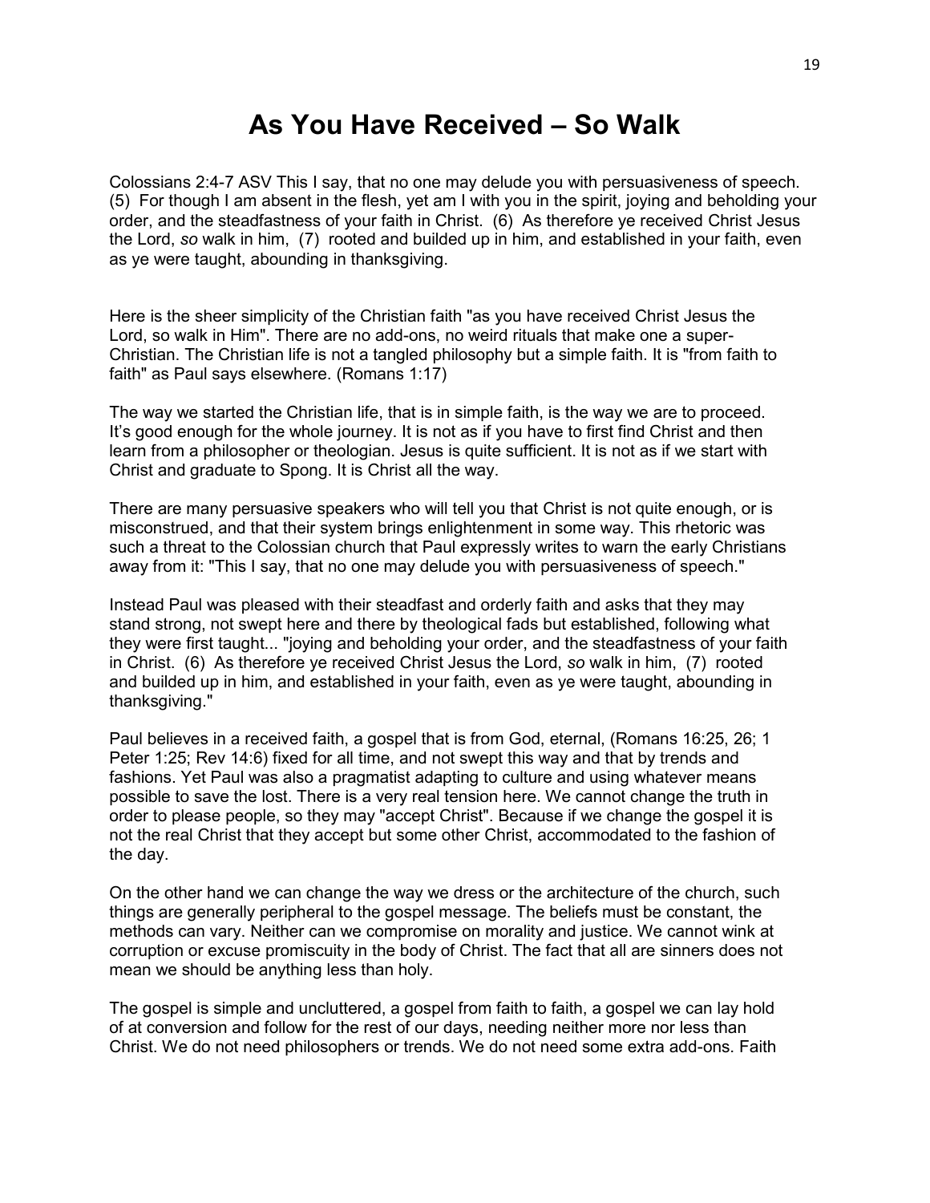# As You Have Received – So Walk

Colossians 2:4-7 ASV This I say, that no one may delude you with persuasiveness of speech. (5) For though I am absent in the flesh, yet am I with you in the spirit, joying and beholding your order, and the steadfastness of your faith in Christ. (6) As therefore ye received Christ Jesus the Lord, *so* walk in him, (7) rooted and builded up in him, and established in your faith, even as ye were taught, abounding in thanksgiving.

Here is the sheer simplicity of the Christian faith "as you have received Christ Jesus the Lord, so walk in Him". There are no add-ons, no weird rituals that make one a super-Christian. The Christian life is not a tangled philosophy but a simple faith. It is "from faith to faith" as Paul says elsewhere. (Romans 1:17)

The way we started the Christian life, that is in simple faith, is the way we are to proceed. It's good enough for the whole journey. It is not as if you have to first find Christ and then learn from a philosopher or theologian. Jesus is quite sufficient. It is not as if we start with Christ and graduate to Spong. It is Christ all the way.

There are many persuasive speakers who will tell you that Christ is not quite enough, or is misconstrued, and that their system brings enlightenment in some way. This rhetoric was such a threat to the Colossian church that Paul expressly writes to warn the early Christians away from it: "This I say, that no one may delude you with persuasiveness of speech."

Instead Paul was pleased with their steadfast and orderly faith and asks that they may stand strong, not swept here and there by theological fads but established, following what they were first taught... "joying and beholding your order, and the steadfastness of your faith in Christ. (6) As therefore ye received Christ Jesus the Lord, *so* walk in him, (7) rooted and builded up in him, and established in your faith, even as ye were taught, abounding in thanksgiving."

Paul believes in a received faith, a gospel that is from God, eternal, (Romans 16:25, 26; 1 Peter 1:25; Rev 14:6) fixed for all time, and not swept this way and that by trends and fashions. Yet Paul was also a pragmatist adapting to culture and using whatever means possible to save the lost. There is a very real tension here. We cannot change the truth in order to please people, so they may "accept Christ". Because if we change the gospel it is not the real Christ that they accept but some other Christ, accommodated to the fashion of the day.

On the other hand we can change the way we dress or the architecture of the church, such things are generally peripheral to the gospel message. The beliefs must be constant, the methods can vary. Neither can we compromise on morality and justice. We cannot wink at corruption or excuse promiscuity in the body of Christ. The fact that all are sinners does not mean we should be anything less than holy.

The gospel is simple and uncluttered, a gospel from faith to faith, a gospel we can lay hold of at conversion and follow for the rest of our days, needing neither more nor less than Christ. We do not need philosophers or trends. We do not need some extra add-ons. Faith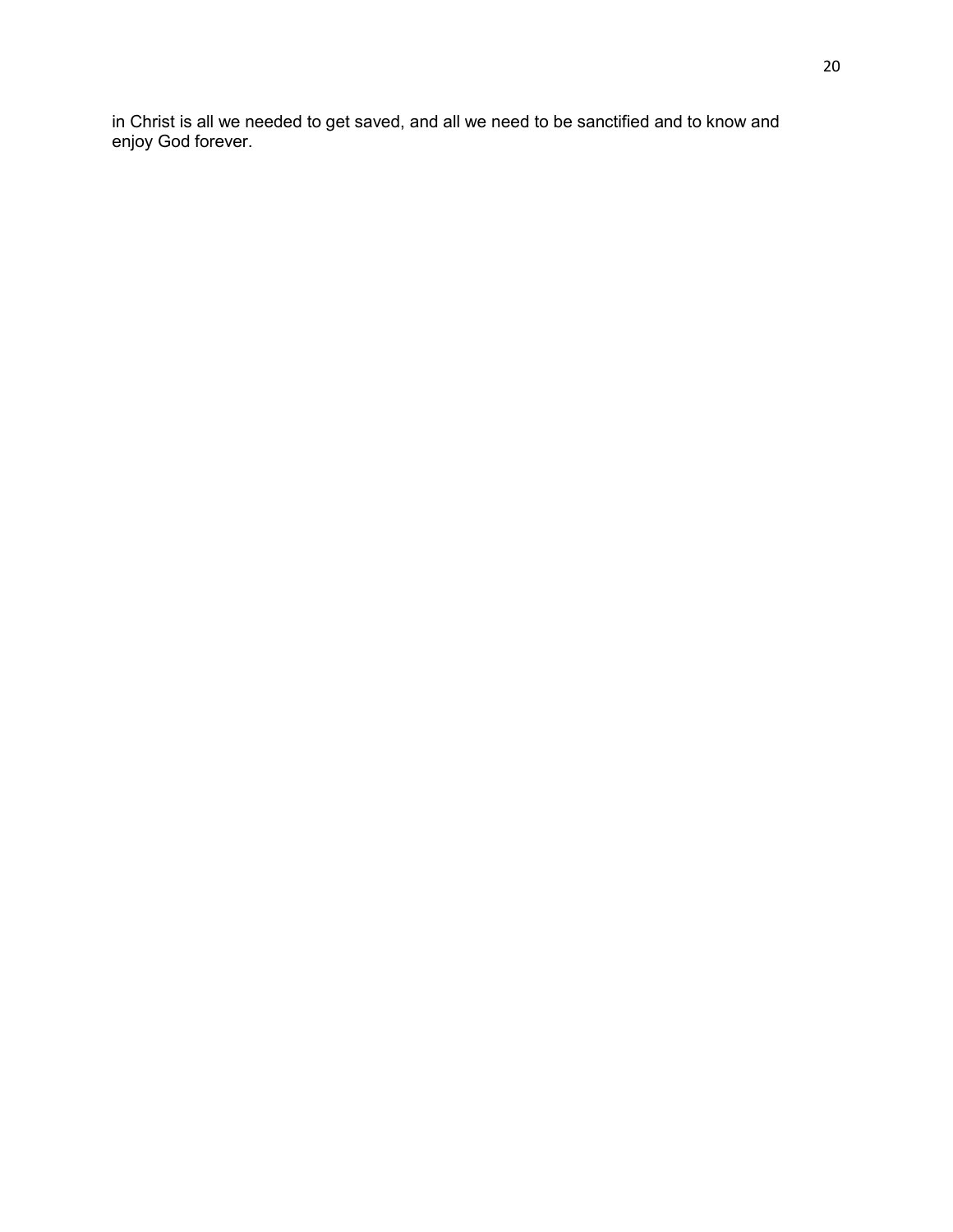in Christ is all we needed to get saved, and all we need to be sanctified and to know and enjoy God forever.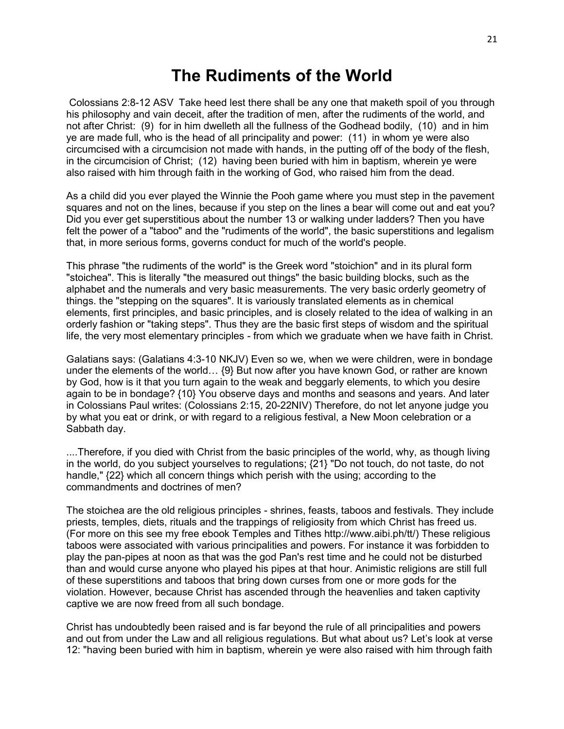# The Rudiments of the World

Colossians 2:8-12 ASV Take heed lest there shall be any one that maketh spoil of you through his philosophy and vain deceit, after the tradition of men, after the rudiments of the world, and not after Christ: (9) for in him dwelleth all the fullness of the Godhead bodily, (10) and in him ye are made full, who is the head of all principality and power: (11) in whom ye were also circumcised with a circumcision not made with hands, in the putting off of the body of the flesh, in the circumcision of Christ; (12) having been buried with him in baptism, wherein ye were also raised with him through faith in the working of God, who raised him from the dead.

As a child did you ever played the Winnie the Pooh game where you must step in the pavement squares and not on the lines, because if you step on the lines a bear will come out and eat you? Did you ever get superstitious about the number 13 or walking under ladders? Then you have felt the power of a "taboo" and the "rudiments of the world", the basic superstitions and legalism that, in more serious forms, governs conduct for much of the world's people.

This phrase "the rudiments of the world" is the Greek word "stoichion" and in its plural form "stoichea". This is literally "the measured out things" the basic building blocks, such as the alphabet and the numerals and very basic measurements. The very basic orderly geometry of things. the "stepping on the squares". It is variously translated elements as in chemical elements, first principles, and basic principles, and is closely related to the idea of walking in an orderly fashion or "taking steps". Thus they are the basic first steps of wisdom and the spiritual life, the very most elementary principles - from which we graduate when we have faith in Christ.

Galatians says: (Galatians 4:3-10 NKJV) Even so we, when we were children, were in bondage under the elements of the world… {9} But now after you have known God, or rather are known by God, how is it that you turn again to the weak and beggarly elements, to which you desire again to be in bondage? {10} You observe days and months and seasons and years. And later in Colossians Paul writes: (Colossians 2:15, 20-22NIV) Therefore, do not let anyone judge you by what you eat or drink, or with regard to a religious festival, a New Moon celebration or a Sabbath day.

....Therefore, if you died with Christ from the basic principles of the world, why, as though living in the world, do you subject yourselves to regulations; {21} "Do not touch, do not taste, do not handle," {22} which all concern things which perish with the using; according to the commandments and doctrines of men?

The stoichea are the old religious principles - shrines, feasts, taboos and festivals. They include priests, temples, diets, rituals and the trappings of religiosity from which Christ has freed us. (For more on this see my free ebook Temples and Tithes http://www.aibi.ph/tt/) These religious taboos were associated with various principalities and powers. For instance it was forbidden to play the pan-pipes at noon as that was the god Pan's rest time and he could not be disturbed than and would curse anyone who played his pipes at that hour. Animistic religions are still full of these superstitions and taboos that bring down curses from one or more gods for the violation. However, because Christ has ascended through the heavenlies and taken captivity captive we are now freed from all such bondage.

Christ has undoubtedly been raised and is far beyond the rule of all principalities and powers and out from under the Law and all religious regulations. But what about us? Let's look at verse 12: "having been buried with him in baptism, wherein ye were also raised with him through faith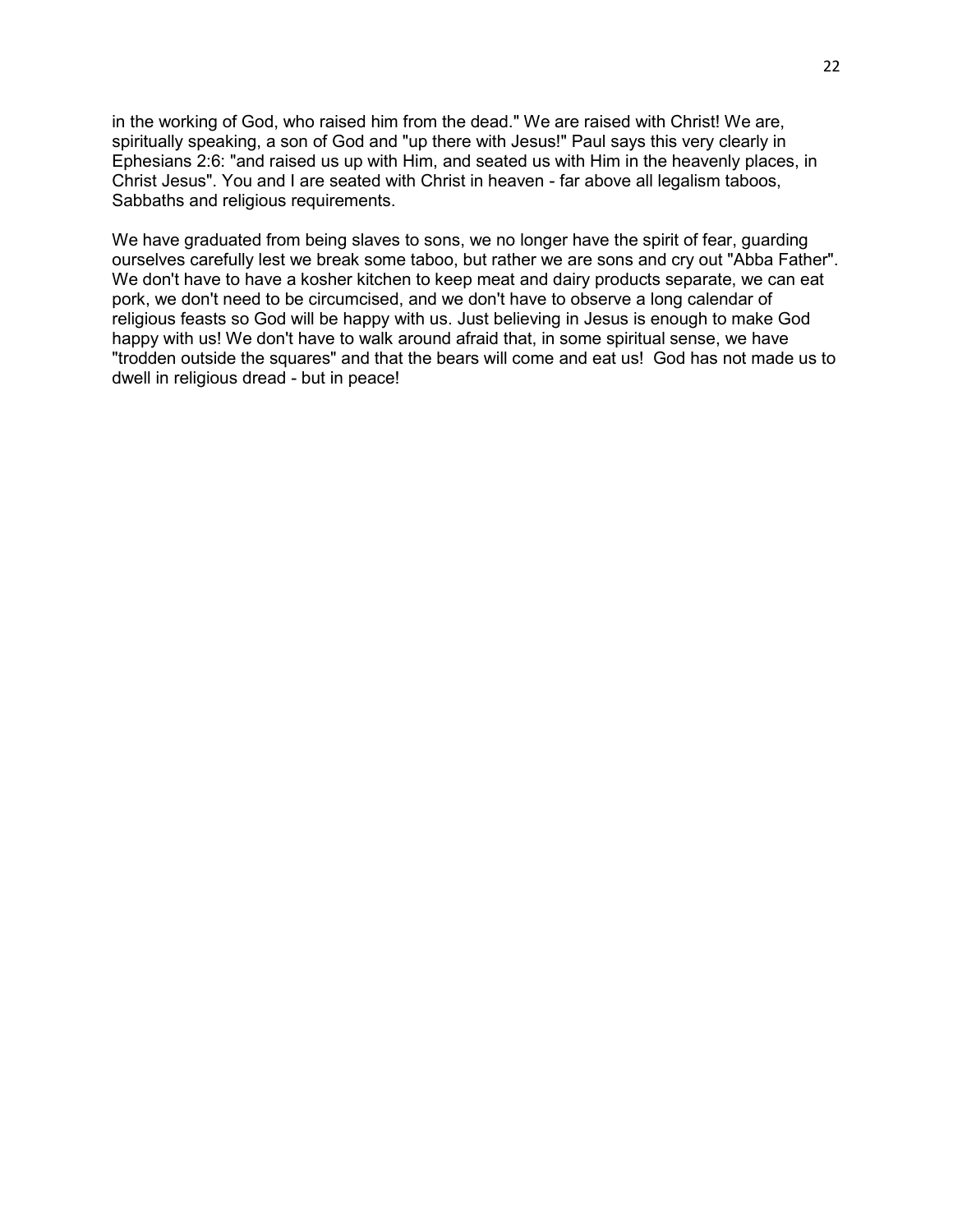in the working of God, who raised him from the dead." We are raised with Christ! We are, spiritually speaking, a son of God and "up there with Jesus!" Paul says this very clearly in Ephesians 2:6: "and raised us up with Him, and seated us with Him in the heavenly places, in Christ Jesus". You and I are seated with Christ in heaven - far above all legalism taboos, Sabbaths and religious requirements.

We have graduated from being slaves to sons, we no longer have the spirit of fear, guarding ourselves carefully lest we break some taboo, but rather we are sons and cry out "Abba Father". We don't have to have a kosher kitchen to keep meat and dairy products separate, we can eat pork, we don't need to be circumcised, and we don't have to observe a long calendar of religious feasts so God will be happy with us. Just believing in Jesus is enough to make God happy with us! We don't have to walk around afraid that, in some spiritual sense, we have "trodden outside the squares" and that the bears will come and eat us! God has not made us to dwell in religious dread - but in peace!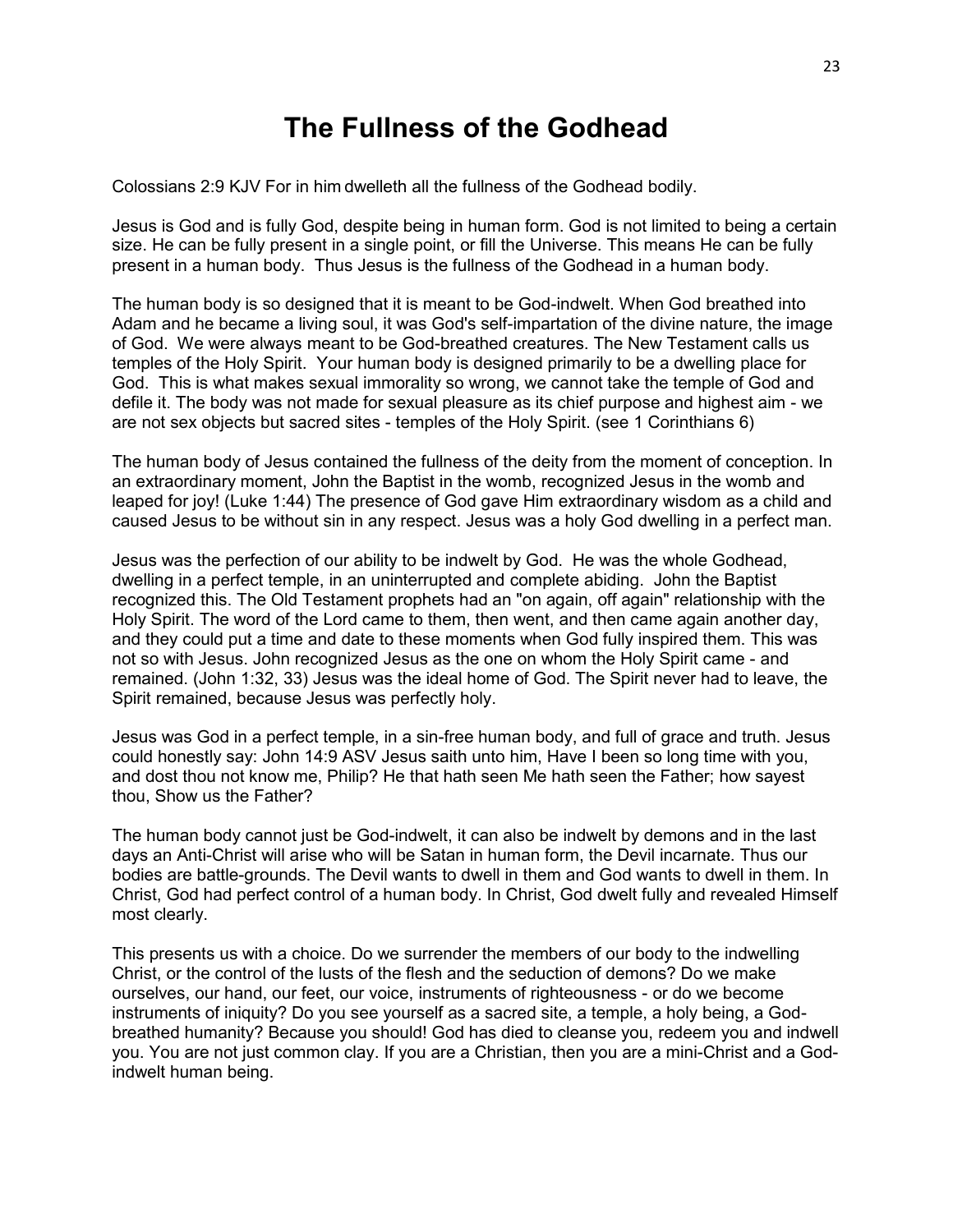# The Fullness of the Godhead

Colossians 2:9 KJV For in him dwelleth all the fullness of the Godhead bodily.

Jesus is God and is fully God, despite being in human form. God is not limited to being a certain size. He can be fully present in a single point, or fill the Universe. This means He can be fully present in a human body. Thus Jesus is the fullness of the Godhead in a human body.

The human body is so designed that it is meant to be God-indwelt. When God breathed into Adam and he became a living soul, it was God's self-impartation of the divine nature, the image of God. We were always meant to be God-breathed creatures. The New Testament calls us temples of the Holy Spirit. Your human body is designed primarily to be a dwelling place for God. This is what makes sexual immorality so wrong, we cannot take the temple of God and defile it. The body was not made for sexual pleasure as its chief purpose and highest aim - we are not sex objects but sacred sites - temples of the Holy Spirit. (see 1 Corinthians 6)

The human body of Jesus contained the fullness of the deity from the moment of conception. In an extraordinary moment, John the Baptist in the womb, recognized Jesus in the womb and leaped for joy! (Luke 1:44) The presence of God gave Him extraordinary wisdom as a child and caused Jesus to be without sin in any respect. Jesus was a holy God dwelling in a perfect man.

Jesus was the perfection of our ability to be indwelt by God. He was the whole Godhead, dwelling in a perfect temple, in an uninterrupted and complete abiding. John the Baptist recognized this. The Old Testament prophets had an "on again, off again" relationship with the Holy Spirit. The word of the Lord came to them, then went, and then came again another day, and they could put a time and date to these moments when God fully inspired them. This was not so with Jesus. John recognized Jesus as the one on whom the Holy Spirit came - and remained. (John 1:32, 33) Jesus was the ideal home of God. The Spirit never had to leave, the Spirit remained, because Jesus was perfectly holy.

Jesus was God in a perfect temple, in a sin-free human body, and full of grace and truth. Jesus could honestly say: John 14:9 ASV Jesus saith unto him, Have I been so long time with you, and dost thou not know me, Philip? He that hath seen Me hath seen the Father; how sayest thou, Show us the Father?

The human body cannot just be God-indwelt, it can also be indwelt by demons and in the last days an Anti-Christ will arise who will be Satan in human form, the Devil incarnate. Thus our bodies are battle-grounds. The Devil wants to dwell in them and God wants to dwell in them. In Christ, God had perfect control of a human body. In Christ, God dwelt fully and revealed Himself most clearly.

This presents us with a choice. Do we surrender the members of our body to the indwelling Christ, or the control of the lusts of the flesh and the seduction of demons? Do we make ourselves, our hand, our feet, our voice, instruments of righteousness - or do we become instruments of iniquity? Do you see yourself as a sacred site, a temple, a holy being, a God-breathed humanity? Because you should! God has died to cleanse you, redeem you and indwell you. You are not just common clay. If you are a Christian, then you are a mini-Christ and a God-indwelt human being.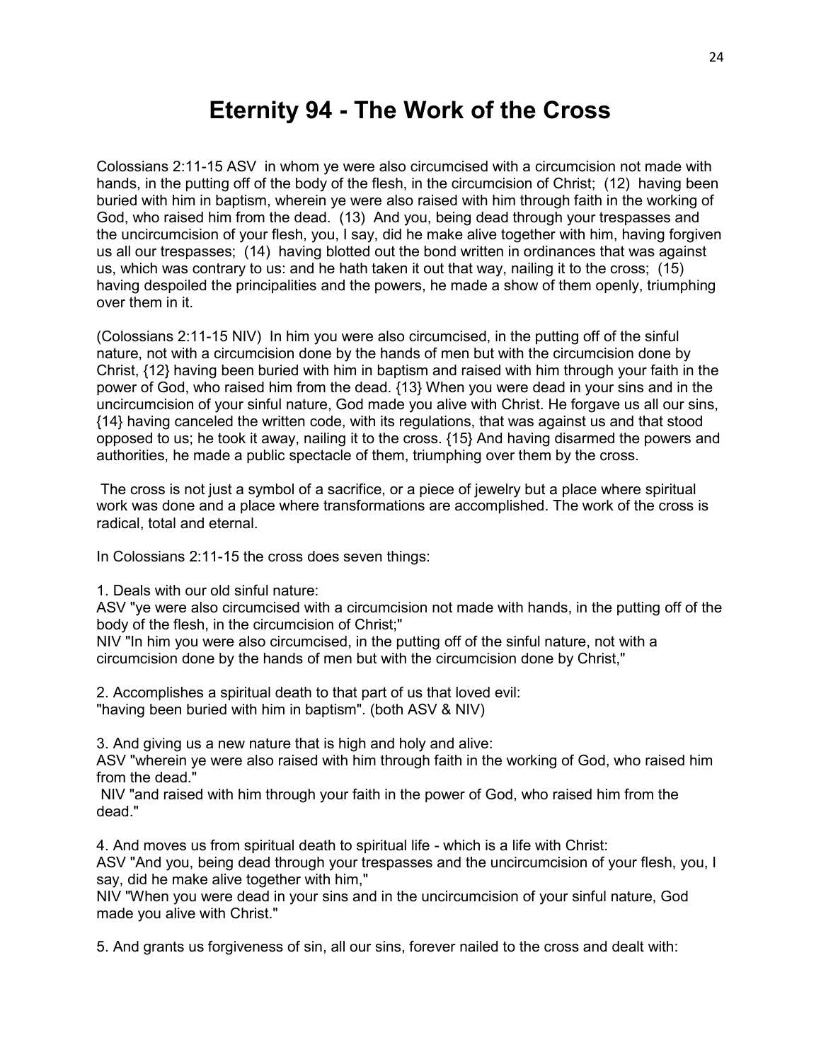# Eternity 94 - The Work of the Cross

Colossians 2:11-15 ASV in whom ye were also circumcised with a circumcision not made with hands, in the putting off of the body of the flesh, in the circumcision of Christ; (12) having been buried with him in baptism, wherein ye were also raised with him through faith in the working of God, who raised him from the dead. (13) And you, being dead through your trespasses and the uncircumcision of your flesh, you, I say, did he make alive together with him, having forgiven us all our trespasses; (14) having blotted out the bond written in ordinances that was against us, which was contrary to us: and he hath taken it out that way, nailing it to the cross; (15) having despoiled the principalities and the powers, he made a show of them openly, triumphing over them in it.

(Colossians 2:11-15 NIV) In him you were also circumcised, in the putting off of the sinful nature, not with a circumcision done by the hands of men but with the circumcision done by Christ, {12} having been buried with him in baptism and raised with him through your faith in the power of God, who raised him from the dead. {13} When you were dead in your sins and in the uncircumcision of your sinful nature, God made you alive with Christ. He forgave us all our sins, {14} having canceled the written code, with its regulations, that was against us and that stood opposed to us; he took it away, nailing it to the cross. {15} And having disarmed the powers and authorities, he made a public spectacle of them, triumphing over them by the cross.

The cross is not just a symbol of a sacrifice, or a piece of jewelry but a place where spiritual work was done and a place where transformations are accomplished. The work of the cross is radical, total and eternal.

In Colossians 2:11-15 the cross does seven things:

1. Deals with our old sinful nature:
ASV "ye were also circumcised with a circumcision not made with hands, in the putting off of the body of the flesh, in the circumcision of Christ;"
NIV "In him you were also circumcised, in the putting off of the sinful nature, not with a circumcision done by the hands of men but with the circumcision done by Christ,"

2. Accomplishes a spiritual death to that part of us that loved evil:
"having been buried with him in baptism". (both ASV & NIV)

3. And giving us a new nature that is high and holy and alive:
ASV "wherein ye were also raised with him through faith in the working of God, who raised him from the dead."
NIV "and raised with him through your faith in the power of God, who raised him from the dead."

4. And moves us from spiritual death to spiritual life - which is a life with Christ:
ASV "And you, being dead through your trespasses and the uncircumcision of your flesh, you, I say, did he make alive together with him,"
NIV "When you were dead in your sins and in the uncircumcision of your sinful nature, God made you alive with Christ."

5. And grants us forgiveness of sin, all our sins, forever nailed to the cross and dealt with: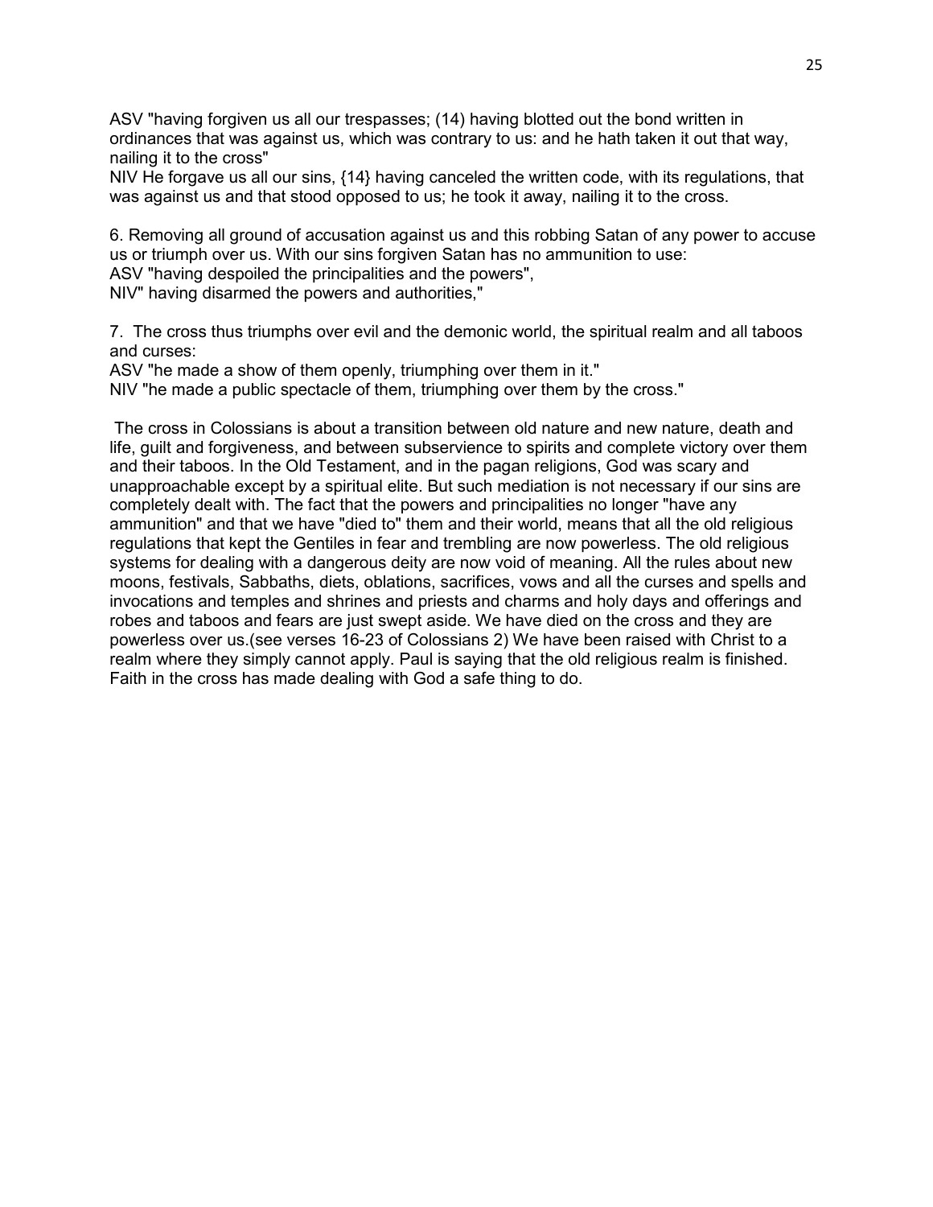ASV "having forgiven us all our trespasses; (14) having blotted out the bond written in ordinances that was against us, which was contrary to us: and he hath taken it out that way, nailing it to the cross"
NIV He forgave us all our sins, {14} having canceled the written code, with its regulations, that was against us and that stood opposed to us; he took it away, nailing it to the cross.

6. Removing all ground of accusation against us and this robbing Satan of any power to accuse us or triumph over us. With our sins forgiven Satan has no ammunition to use:
ASV "having despoiled the principalities and the powers",
NIV" having disarmed the powers and authorities,"

7. The cross thus triumphs over evil and the demonic world, the spiritual realm and all taboos and curses:
ASV "he made a show of them openly, triumphing over them in it."
NIV "he made a public spectacle of them, triumphing over them by the cross."

The cross in Colossians is about a transition between old nature and new nature, death and life, guilt and forgiveness, and between subservience to spirits and complete victory over them and their taboos. In the Old Testament, and in the pagan religions, God was scary and unapproachable except by a spiritual elite. But such mediation is not necessary if our sins are completely dealt with. The fact that the powers and principalities no longer "have any ammunition" and that we have "died to" them and their world, means that all the old religious regulations that kept the Gentiles in fear and trembling are now powerless. The old religious systems for dealing with a dangerous deity are now void of meaning. All the rules about new moons, festivals, Sabbaths, diets, oblations, sacrifices, vows and all the curses and spells and invocations and temples and shrines and priests and charms and holy days and offerings and robes and taboos and fears are just swept aside. We have died on the cross and they are powerless over us.(see verses 16-23 of Colossians 2) We have been raised with Christ to a realm where they simply cannot apply. Paul is saying that the old religious realm is finished. Faith in the cross has made dealing with God a safe thing to do.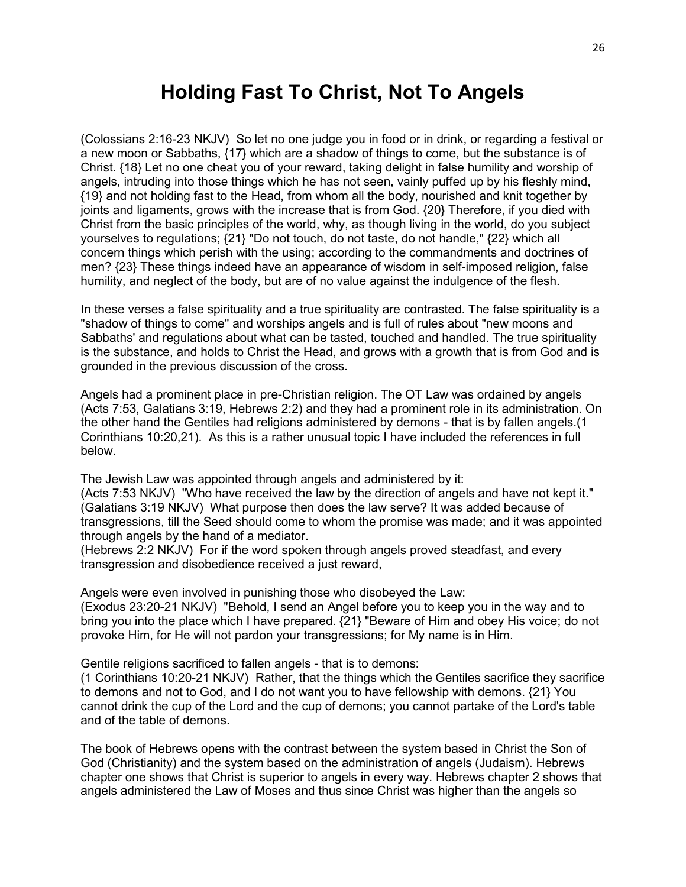# Holding Fast To Christ, Not To Angels

(Colossians 2:16-23 NKJV) So let no one judge you in food or in drink, or regarding a festival or a new moon or Sabbaths, {17} which are a shadow of things to come, but the substance is of Christ. {18} Let no one cheat you of your reward, taking delight in false humility and worship of angels, intruding into those things which he has not seen, vainly puffed up by his fleshly mind, {19} and not holding fast to the Head, from whom all the body, nourished and knit together by joints and ligaments, grows with the increase that is from God. {20} Therefore, if you died with Christ from the basic principles of the world, why, as though living in the world, do you subject yourselves to regulations; {21} "Do not touch, do not taste, do not handle," {22} which all concern things which perish with the using; according to the commandments and doctrines of men? {23} These things indeed have an appearance of wisdom in self-imposed religion, false humility, and neglect of the body, but are of no value against the indulgence of the flesh.

In these verses a false spirituality and a true spirituality are contrasted. The false spirituality is a "shadow of things to come" and worships angels and is full of rules about "new moons and Sabbaths' and regulations about what can be tasted, touched and handled. The true spirituality is the substance, and holds to Christ the Head, and grows with a growth that is from God and is grounded in the previous discussion of the cross.

Angels had a prominent place in pre-Christian religion. The OT Law was ordained by angels (Acts 7:53, Galatians 3:19, Hebrews 2:2) and they had a prominent role in its administration. On the other hand the Gentiles had religions administered by demons - that is by fallen angels.(1 Corinthians 10:20,21). As this is a rather unusual topic I have included the references in full below.

The Jewish Law was appointed through angels and administered by it:
(Acts 7:53 NKJV) "Who have received the law by the direction of angels and have not kept it."
(Galatians 3:19 NKJV) What purpose then does the law serve? It was added because of transgressions, till the Seed should come to whom the promise was made; and it was appointed through angels by the hand of a mediator.
(Hebrews 2:2 NKJV) For if the word spoken through angels proved steadfast, and every transgression and disobedience received a just reward,

Angels were even involved in punishing those who disobeyed the Law:
(Exodus 23:20-21 NKJV) "Behold, I send an Angel before you to keep you in the way and to bring you into the place which I have prepared. {21} "Beware of Him and obey His voice; do not provoke Him, for He will not pardon your transgressions; for My name is in Him.

Gentile religions sacrificed to fallen angels - that is to demons:
(1 Corinthians 10:20-21 NKJV) Rather, that the things which the Gentiles sacrifice they sacrifice to demons and not to God, and I do not want you to have fellowship with demons. {21} You cannot drink the cup of the Lord and the cup of demons; you cannot partake of the Lord's table and of the table of demons.

The book of Hebrews opens with the contrast between the system based in Christ the Son of God (Christianity) and the system based on the administration of angels (Judaism). Hebrews chapter one shows that Christ is superior to angels in every way. Hebrews chapter 2 shows that angels administered the Law of Moses and thus since Christ was higher than the angels so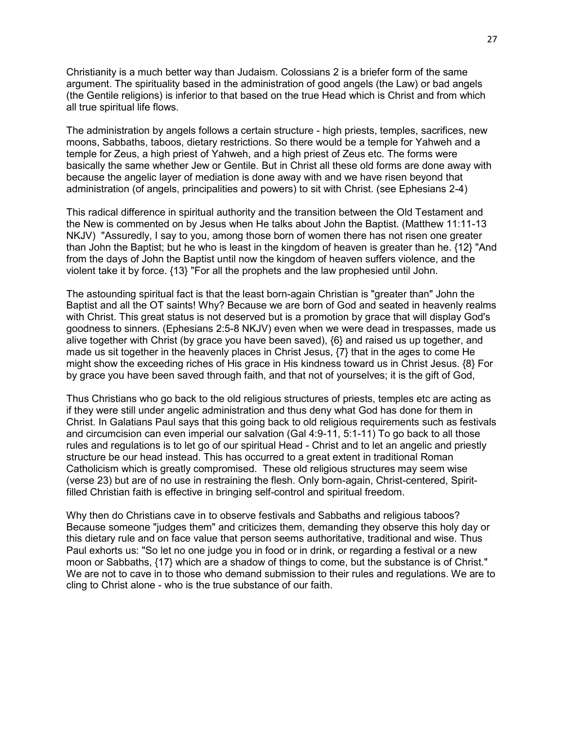Christianity is a much better way than Judaism. Colossians 2 is a briefer form of the same argument. The spirituality based in the administration of good angels (the Law) or bad angels (the Gentile religions) is inferior to that based on the true Head which is Christ and from which all true spiritual life flows.

The administration by angels follows a certain structure - high priests, temples, sacrifices, new moons, Sabbaths, taboos, dietary restrictions. So there would be a temple for Yahweh and a temple for Zeus, a high priest of Yahweh, and a high priest of Zeus etc. The forms were basically the same whether Jew or Gentile. But in Christ all these old forms are done away with because the angelic layer of mediation is done away with and we have risen beyond that administration (of angels, principalities and powers) to sit with Christ. (see Ephesians 2-4)

This radical difference in spiritual authority and the transition between the Old Testament and the New is commented on by Jesus when He talks about John the Baptist. (Matthew 11:11-13 NKJV) "Assuredly, I say to you, among those born of women there has not risen one greater than John the Baptist; but he who is least in the kingdom of heaven is greater than he. {12} "And from the days of John the Baptist until now the kingdom of heaven suffers violence, and the violent take it by force. {13} "For all the prophets and the law prophesied until John.

The astounding spiritual fact is that the least born-again Christian is "greater than" John the Baptist and all the OT saints! Why? Because we are born of God and seated in heavenly realms with Christ. This great status is not deserved but is a promotion by grace that will display God's goodness to sinners. (Ephesians 2:5-8 NKJV) even when we were dead in trespasses, made us alive together with Christ (by grace you have been saved), {6} and raised us up together, and made us sit together in the heavenly places in Christ Jesus, {7} that in the ages to come He might show the exceeding riches of His grace in His kindness toward us in Christ Jesus. {8} For by grace you have been saved through faith, and that not of yourselves; it is the gift of God,

Thus Christians who go back to the old religious structures of priests, temples etc are acting as if they were still under angelic administration and thus deny what God has done for them in Christ. In Galatians Paul says that this going back to old religious requirements such as festivals and circumcision can even imperial our salvation (Gal 4:9-11, 5:1-11) To go back to all those rules and regulations is to let go of our spiritual Head - Christ and to let an angelic and priestly structure be our head instead. This has occurred to a great extent in traditional Roman Catholicism which is greatly compromised. These old religious structures may seem wise (verse 23) but are of no use in restraining the flesh. Only born-again, Christ-centered, Spirit-filled Christian faith is effective in bringing self-control and spiritual freedom.

Why then do Christians cave in to observe festivals and Sabbaths and religious taboos? Because someone "judges them" and criticizes them, demanding they observe this holy day or this dietary rule and on face value that person seems authoritative, traditional and wise. Thus Paul exhorts us: "So let no one judge you in food or in drink, or regarding a festival or a new moon or Sabbaths, {17} which are a shadow of things to come, but the substance is of Christ." We are not to cave in to those who demand submission to their rules and regulations. We are to cling to Christ alone - who is the true substance of our faith.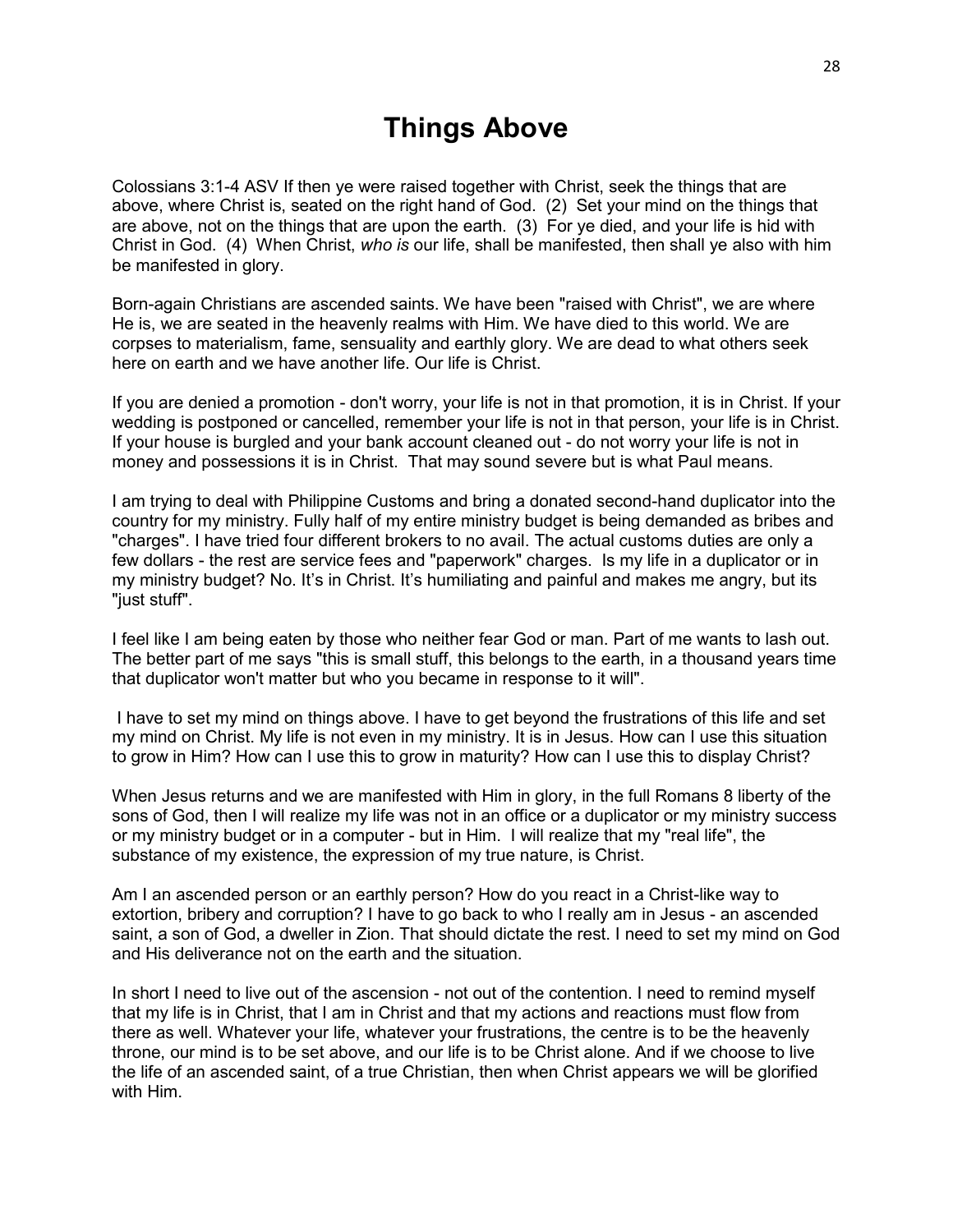# Things Above

Colossians 3:1-4 ASV If then ye were raised together with Christ, seek the things that are above, where Christ is, seated on the right hand of God. (2) Set your mind on the things that are above, not on the things that are upon the earth. (3) For ye died, and your life is hid with Christ in God. (4) When Christ, *who is* our life, shall be manifested, then shall ye also with him be manifested in glory.

Born-again Christians are ascended saints. We have been "raised with Christ", we are where He is, we are seated in the heavenly realms with Him. We have died to this world. We are corpses to materialism, fame, sensuality and earthly glory. We are dead to what others seek here on earth and we have another life. Our life is Christ.

If you are denied a promotion - don't worry, your life is not in that promotion, it is in Christ. If your wedding is postponed or cancelled, remember your life is not in that person, your life is in Christ. If your house is burgled and your bank account cleaned out - do not worry your life is not in money and possessions it is in Christ. That may sound severe but is what Paul means.

I am trying to deal with Philippine Customs and bring a donated second-hand duplicator into the country for my ministry. Fully half of my entire ministry budget is being demanded as bribes and "charges". I have tried four different brokers to no avail. The actual customs duties are only a few dollars - the rest are service fees and "paperwork" charges. Is my life in a duplicator or in my ministry budget? No. It's in Christ. It's humiliating and painful and makes me angry, but its "just stuff".

I feel like I am being eaten by those who neither fear God or man. Part of me wants to lash out. The better part of me says "this is small stuff, this belongs to the earth, in a thousand years time that duplicator won't matter but who you became in response to it will".

I have to set my mind on things above. I have to get beyond the frustrations of this life and set my mind on Christ. My life is not even in my ministry. It is in Jesus. How can I use this situation to grow in Him? How can I use this to grow in maturity? How can I use this to display Christ?

When Jesus returns and we are manifested with Him in glory, in the full Romans 8 liberty of the sons of God, then I will realize my life was not in an office or a duplicator or my ministry success or my ministry budget or in a computer - but in Him. I will realize that my "real life", the substance of my existence, the expression of my true nature, is Christ.

Am I an ascended person or an earthly person? How do you react in a Christ-like way to extortion, bribery and corruption? I have to go back to who I really am in Jesus - an ascended saint, a son of God, a dweller in Zion. That should dictate the rest. I need to set my mind on God and His deliverance not on the earth and the situation.

In short I need to live out of the ascension - not out of the contention. I need to remind myself that my life is in Christ, that I am in Christ and that my actions and reactions must flow from there as well. Whatever your life, whatever your frustrations, the centre is to be the heavenly throne, our mind is to be set above, and our life is to be Christ alone. And if we choose to live the life of an ascended saint, of a true Christian, then when Christ appears we will be glorified with Him.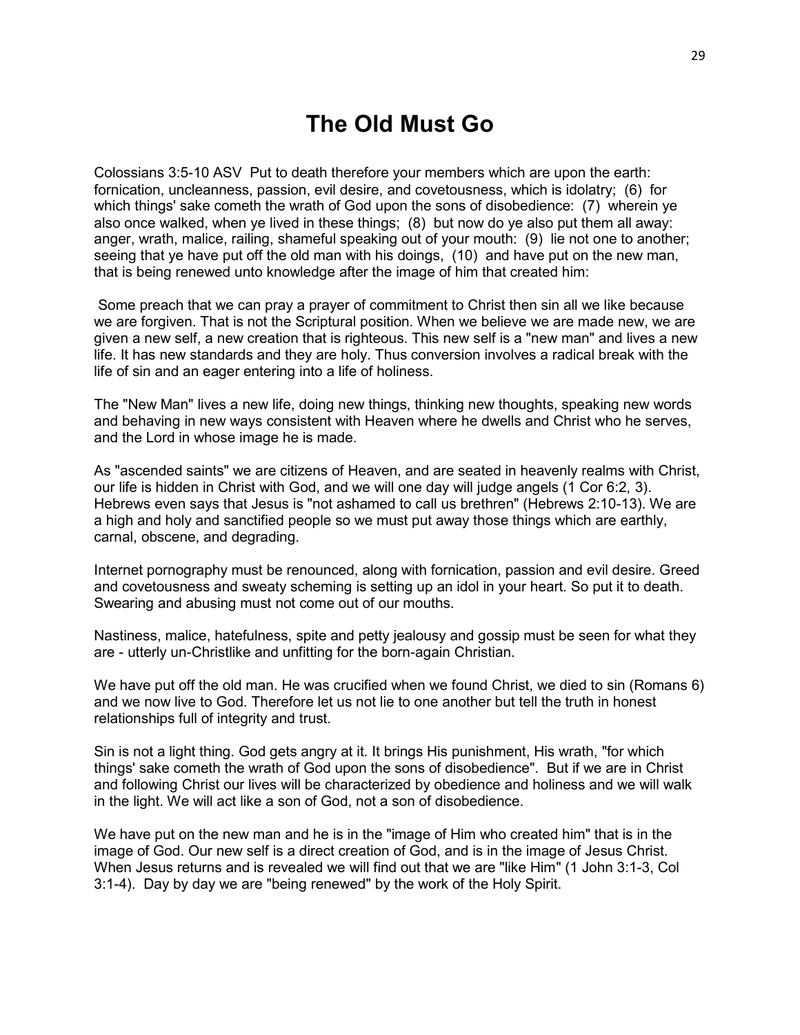# The Old Must Go

Colossians 3:5-10 ASV Put to death therefore your members which are upon the earth: fornication, uncleanness, passion, evil desire, and covetousness, which is idolatry; (6) for which things' sake cometh the wrath of God upon the sons of disobedience: (7) wherein ye also once walked, when ye lived in these things; (8) but now do ye also put them all away: anger, wrath, malice, railing, shameful speaking out of your mouth: (9) lie not one to another; seeing that ye have put off the old man with his doings, (10) and have put on the new man, that is being renewed unto knowledge after the image of him that created him:

Some preach that we can pray a prayer of commitment to Christ then sin all we like because we are forgiven. That is not the Scriptural position. When we believe we are made new, we are given a new self, a new creation that is righteous. This new self is a "new man" and lives a new life. It has new standards and they are holy. Thus conversion involves a radical break with the life of sin and an eager entering into a life of holiness.

The "New Man" lives a new life, doing new things, thinking new thoughts, speaking new words and behaving in new ways consistent with Heaven where he dwells and Christ who he serves, and the Lord in whose image he is made.

As "ascended saints" we are citizens of Heaven, and are seated in heavenly realms with Christ, our life is hidden in Christ with God, and we will one day will judge angels (1 Cor 6:2, 3). Hebrews even says that Jesus is "not ashamed to call us brethren" (Hebrews 2:10-13). We are a high and holy and sanctified people so we must put away those things which are earthly, carnal, obscene, and degrading.

Internet pornography must be renounced, along with fornication, passion and evil desire. Greed and covetousness and sweaty scheming is setting up an idol in your heart. So put it to death. Swearing and abusing must not come out of our mouths.

Nastiness, malice, hatefulness, spite and petty jealousy and gossip must be seen for what they are - utterly un-Christlike and unfitting for the born-again Christian.

We have put off the old man. He was crucified when we found Christ, we died to sin (Romans 6) and we now live to God. Therefore let us not lie to one another but tell the truth in honest relationships full of integrity and trust.

Sin is not a light thing. God gets angry at it. It brings His punishment, His wrath, "for which things' sake cometh the wrath of God upon the sons of disobedience". But if we are in Christ and following Christ our lives will be characterized by obedience and holiness and we will walk in the light. We will act like a son of God, not a son of disobedience.

We have put on the new man and he is in the "image of Him who created him" that is in the image of God. Our new self is a direct creation of God, and is in the image of Jesus Christ. When Jesus returns and is revealed we will find out that we are "like Him" (1 John 3:1-3, Col 3:1-4). Day by day we are "being renewed" by the work of the Holy Spirit.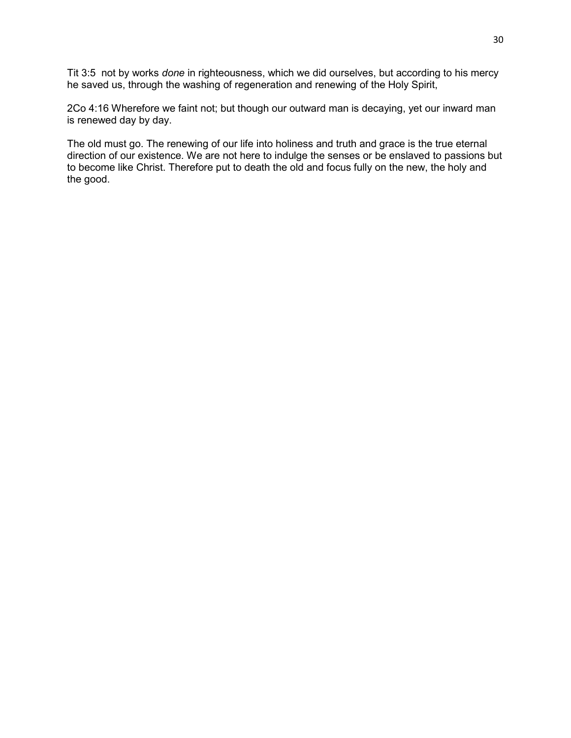Tit 3:5  not by works *done* in righteousness, which we did ourselves, but according to his mercy he saved us, through the washing of regeneration and renewing of the Holy Spirit,

2Co 4:16 Wherefore we faint not; but though our outward man is decaying, yet our inward man is renewed day by day.

The old must go. The renewing of our life into holiness and truth and grace is the true eternal direction of our existence. We are not here to indulge the senses or be enslaved to passions but to become like Christ. Therefore put to death the old and focus fully on the new, the holy and the good.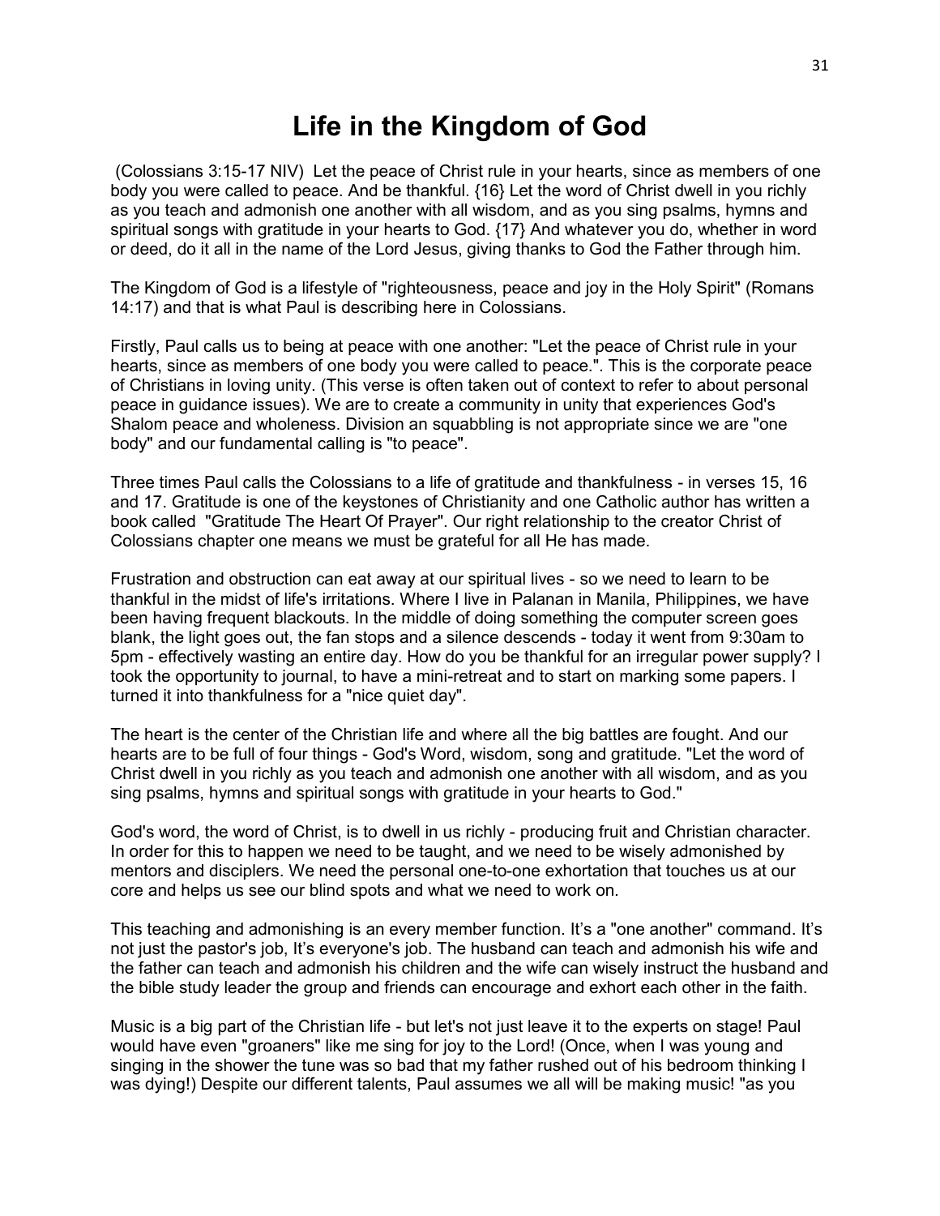# Life in the Kingdom of God

(Colossians 3:15-17 NIV) Let the peace of Christ rule in your hearts, since as members of one body you were called to peace. And be thankful. {16} Let the word of Christ dwell in you richly as you teach and admonish one another with all wisdom, and as you sing psalms, hymns and spiritual songs with gratitude in your hearts to God. {17} And whatever you do, whether in word or deed, do it all in the name of the Lord Jesus, giving thanks to God the Father through him.

The Kingdom of God is a lifestyle of "righteousness, peace and joy in the Holy Spirit" (Romans 14:17) and that is what Paul is describing here in Colossians.

Firstly, Paul calls us to being at peace with one another: "Let the peace of Christ rule in your hearts, since as members of one body you were called to peace.". This is the corporate peace of Christians in loving unity. (This verse is often taken out of context to refer to about personal peace in guidance issues). We are to create a community in unity that experiences God's Shalom peace and wholeness. Division an squabbling is not appropriate since we are "one body" and our fundamental calling is "to peace".

Three times Paul calls the Colossians to a life of gratitude and thankfulness - in verses 15, 16 and 17. Gratitude is one of the keystones of Christianity and one Catholic author has written a book called "Gratitude The Heart Of Prayer". Our right relationship to the creator Christ of Colossians chapter one means we must be grateful for all He has made.

Frustration and obstruction can eat away at our spiritual lives - so we need to learn to be thankful in the midst of life's irritations. Where I live in Palanan in Manila, Philippines, we have been having frequent blackouts. In the middle of doing something the computer screen goes blank, the light goes out, the fan stops and a silence descends - today it went from 9:30am to 5pm - effectively wasting an entire day. How do you be thankful for an irregular power supply? I took the opportunity to journal, to have a mini-retreat and to start on marking some papers. I turned it into thankfulness for a "nice quiet day".

The heart is the center of the Christian life and where all the big battles are fought. And our hearts are to be full of four things - God's Word, wisdom, song and gratitude. "Let the word of Christ dwell in you richly as you teach and admonish one another with all wisdom, and as you sing psalms, hymns and spiritual songs with gratitude in your hearts to God."

God's word, the word of Christ, is to dwell in us richly - producing fruit and Christian character. In order for this to happen we need to be taught, and we need to be wisely admonished by mentors and disciplers. We need the personal one-to-one exhortation that touches us at our core and helps us see our blind spots and what we need to work on.

This teaching and admonishing is an every member function. It's a "one another" command. It's not just the pastor's job, It's everyone's job. The husband can teach and admonish his wife and the father can teach and admonish his children and the wife can wisely instruct the husband and the bible study leader the group and friends can encourage and exhort each other in the faith.

Music is a big part of the Christian life - but let's not just leave it to the experts on stage! Paul would have even "groaners" like me sing for joy to the Lord! (Once, when I was young and singing in the shower the tune was so bad that my father rushed out of his bedroom thinking I was dying!) Despite our different talents, Paul assumes we all will be making music! "as you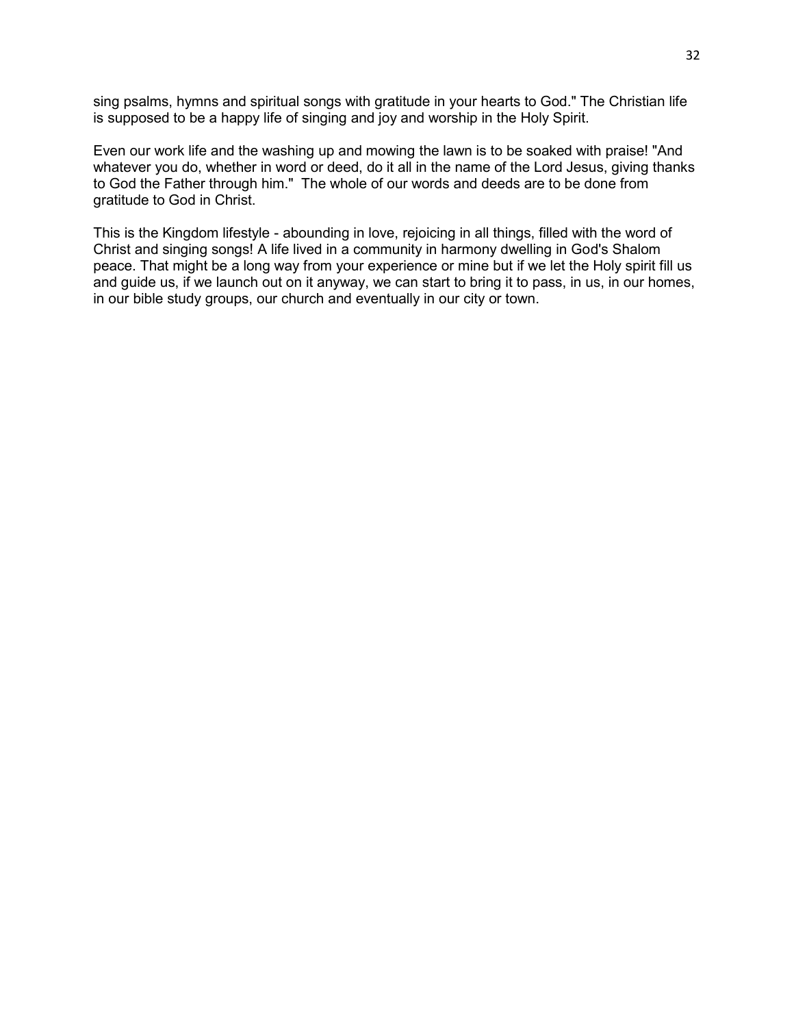sing psalms, hymns and spiritual songs with gratitude in your hearts to God." The Christian life is supposed to be a happy life of singing and joy and worship in the Holy Spirit.

Even our work life and the washing up and mowing the lawn is to be soaked with praise! "And whatever you do, whether in word or deed, do it all in the name of the Lord Jesus, giving thanks to God the Father through him." The whole of our words and deeds are to be done from gratitude to God in Christ.

This is the Kingdom lifestyle - abounding in love, rejoicing in all things, filled with the word of Christ and singing songs! A life lived in a community in harmony dwelling in God's Shalom peace. That might be a long way from your experience or mine but if we let the Holy spirit fill us and guide us, if we launch out on it anyway, we can start to bring it to pass, in us, in our homes, in our bible study groups, our church and eventually in our city or town.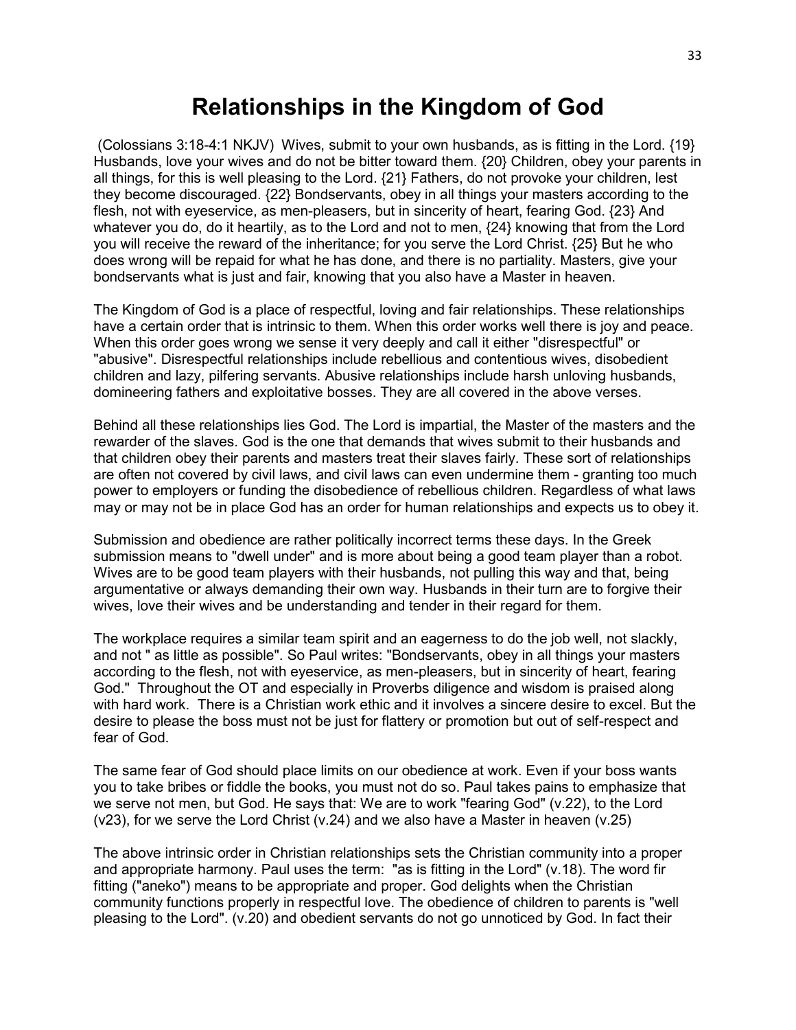# Relationships in the Kingdom of God

(Colossians 3:18-4:1 NKJV) Wives, submit to your own husbands, as is fitting in the Lord. {19} Husbands, love your wives and do not be bitter toward them. {20} Children, obey your parents in all things, for this is well pleasing to the Lord. {21} Fathers, do not provoke your children, lest they become discouraged. {22} Bondservants, obey in all things your masters according to the flesh, not with eyeservice, as men-pleasers, but in sincerity of heart, fearing God. {23} And whatever you do, do it heartily, as to the Lord and not to men, {24} knowing that from the Lord you will receive the reward of the inheritance; for you serve the Lord Christ. {25} But he who does wrong will be repaid for what he has done, and there is no partiality. Masters, give your bondservants what is just and fair, knowing that you also have a Master in heaven.

The Kingdom of God is a place of respectful, loving and fair relationships. These relationships have a certain order that is intrinsic to them. When this order works well there is joy and peace. When this order goes wrong we sense it very deeply and call it either "disrespectful" or "abusive". Disrespectful relationships include rebellious and contentious wives, disobedient children and lazy, pilfering servants. Abusive relationships include harsh unloving husbands, domineering fathers and exploitative bosses. They are all covered in the above verses.

Behind all these relationships lies God. The Lord is impartial, the Master of the masters and the rewarder of the slaves. God is the one that demands that wives submit to their husbands and that children obey their parents and masters treat their slaves fairly. These sort of relationships are often not covered by civil laws, and civil laws can even undermine them - granting too much power to employers or funding the disobedience of rebellious children. Regardless of what laws may or may not be in place God has an order for human relationships and expects us to obey it.

Submission and obedience are rather politically incorrect terms these days. In the Greek submission means to "dwell under" and is more about being a good team player than a robot. Wives are to be good team players with their husbands, not pulling this way and that, being argumentative or always demanding their own way. Husbands in their turn are to forgive their wives, love their wives and be understanding and tender in their regard for them.

The workplace requires a similar team spirit and an eagerness to do the job well, not slackly, and not " as little as possible". So Paul writes: "Bondservants, obey in all things your masters according to the flesh, not with eyeservice, as men-pleasers, but in sincerity of heart, fearing God." Throughout the OT and especially in Proverbs diligence and wisdom is praised along with hard work. There is a Christian work ethic and it involves a sincere desire to excel. But the desire to please the boss must not be just for flattery or promotion but out of self-respect and fear of God.

The same fear of God should place limits on our obedience at work. Even if your boss wants you to take bribes or fiddle the books, you must not do so. Paul takes pains to emphasize that we serve not men, but God. He says that: We are to work "fearing God" (v.22), to the Lord (v23), for we serve the Lord Christ (v.24) and we also have a Master in heaven (v.25)

The above intrinsic order in Christian relationships sets the Christian community into a proper and appropriate harmony. Paul uses the term: "as is fitting in the Lord" (v.18). The word fir fitting ("aneko") means to be appropriate and proper. God delights when the Christian community functions properly in respectful love. The obedience of children to parents is "well pleasing to the Lord". (v.20) and obedient servants do not go unnoticed by God. In fact their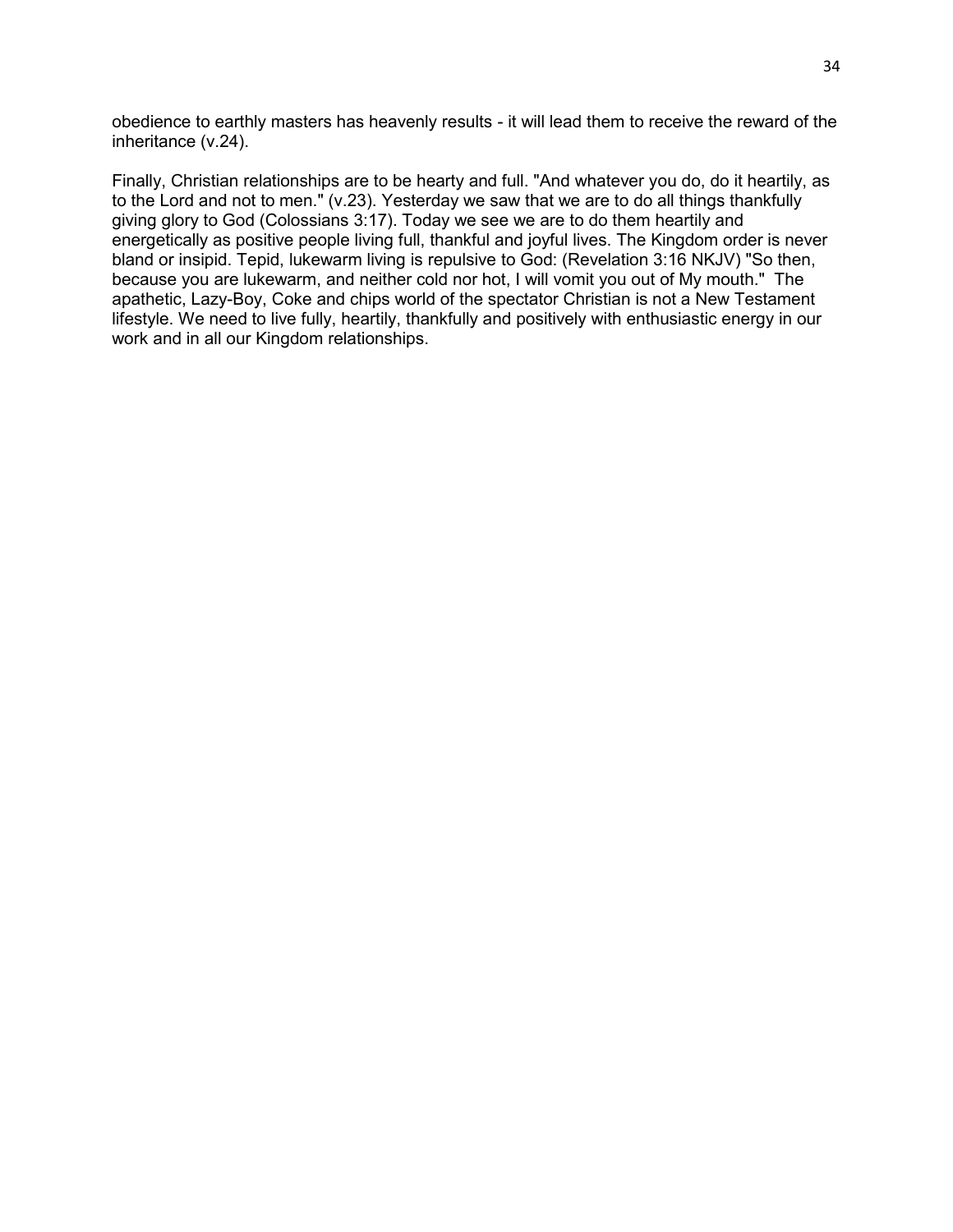obedience to earthly masters has heavenly results - it will lead them to receive the reward of the inheritance (v.24).

Finally, Christian relationships are to be hearty and full. "And whatever you do, do it heartily, as to the Lord and not to men." (v.23). Yesterday we saw that we are to do all things thankfully giving glory to God (Colossians 3:17). Today we see we are to do them heartily and energetically as positive people living full, thankful and joyful lives. The Kingdom order is never bland or insipid. Tepid, lukewarm living is repulsive to God: (Revelation 3:16 NKJV) "So then, because you are lukewarm, and neither cold nor hot, I will vomit you out of My mouth." The apathetic, Lazy-Boy, Coke and chips world of the spectator Christian is not a New Testament lifestyle. We need to live fully, heartily, thankfully and positively with enthusiastic energy in our work and in all our Kingdom relationships.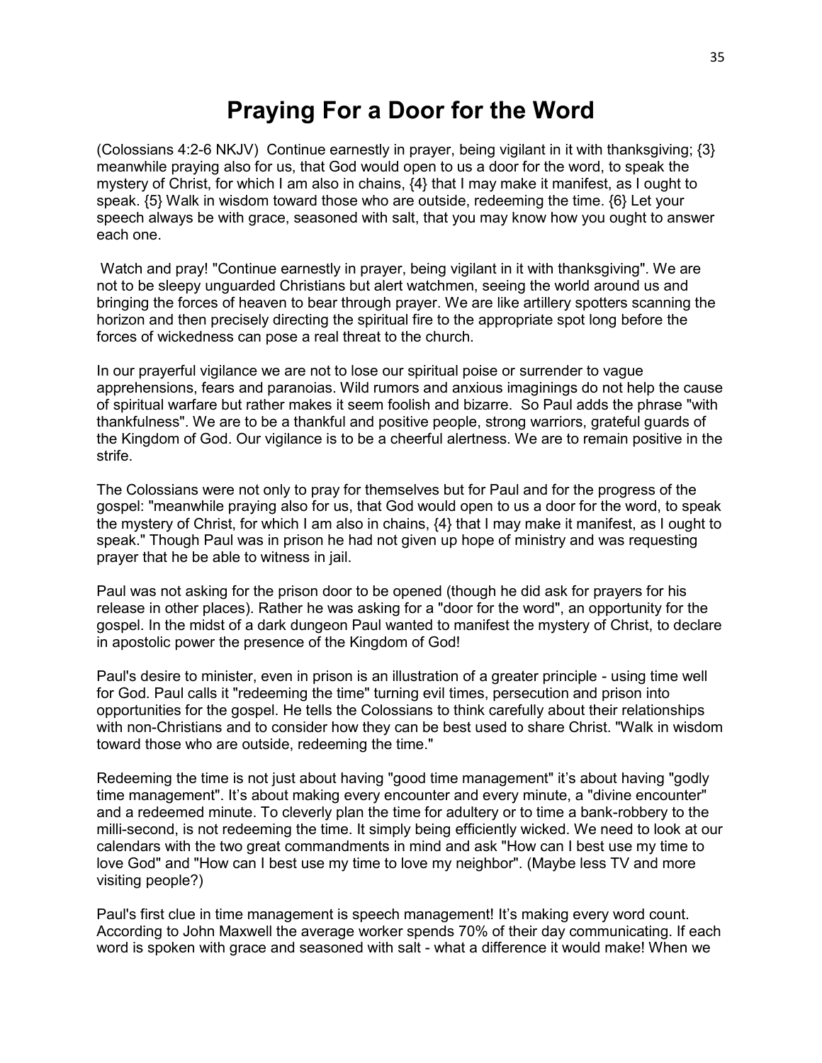# Praying For a Door for the Word

(Colossians 4:2-6 NKJV) Continue earnestly in prayer, being vigilant in it with thanksgiving; {3} meanwhile praying also for us, that God would open to us a door for the word, to speak the mystery of Christ, for which I am also in chains, {4} that I may make it manifest, as I ought to speak. {5} Walk in wisdom toward those who are outside, redeeming the time. {6} Let your speech always be with grace, seasoned with salt, that you may know how you ought to answer each one.

Watch and pray! "Continue earnestly in prayer, being vigilant in it with thanksgiving". We are not to be sleepy unguarded Christians but alert watchmen, seeing the world around us and bringing the forces of heaven to bear through prayer. We are like artillery spotters scanning the horizon and then precisely directing the spiritual fire to the appropriate spot long before the forces of wickedness can pose a real threat to the church.

In our prayerful vigilance we are not to lose our spiritual poise or surrender to vague apprehensions, fears and paranoias. Wild rumors and anxious imaginings do not help the cause of spiritual warfare but rather makes it seem foolish and bizarre. So Paul adds the phrase "with thankfulness". We are to be a thankful and positive people, strong warriors, grateful guards of the Kingdom of God. Our vigilance is to be a cheerful alertness. We are to remain positive in the strife.

The Colossians were not only to pray for themselves but for Paul and for the progress of the gospel: "meanwhile praying also for us, that God would open to us a door for the word, to speak the mystery of Christ, for which I am also in chains, {4} that I may make it manifest, as I ought to speak." Though Paul was in prison he had not given up hope of ministry and was requesting prayer that he be able to witness in jail.

Paul was not asking for the prison door to be opened (though he did ask for prayers for his release in other places). Rather he was asking for a "door for the word", an opportunity for the gospel. In the midst of a dark dungeon Paul wanted to manifest the mystery of Christ, to declare in apostolic power the presence of the Kingdom of God!

Paul's desire to minister, even in prison is an illustration of a greater principle - using time well for God. Paul calls it "redeeming the time" turning evil times, persecution and prison into opportunities for the gospel. He tells the Colossians to think carefully about their relationships with non-Christians and to consider how they can be best used to share Christ. "Walk in wisdom toward those who are outside, redeeming the time."

Redeeming the time is not just about having "good time management" it's about having "godly time management". It's about making every encounter and every minute, a "divine encounter" and a redeemed minute. To cleverly plan the time for adultery or to time a bank-robbery to the milli-second, is not redeeming the time. It simply being efficiently wicked. We need to look at our calendars with the two great commandments in mind and ask "How can I best use my time to love God" and "How can I best use my time to love my neighbor". (Maybe less TV and more visiting people?)

Paul's first clue in time management is speech management! It's making every word count. According to John Maxwell the average worker spends 70% of their day communicating. If each word is spoken with grace and seasoned with salt - what a difference it would make! When we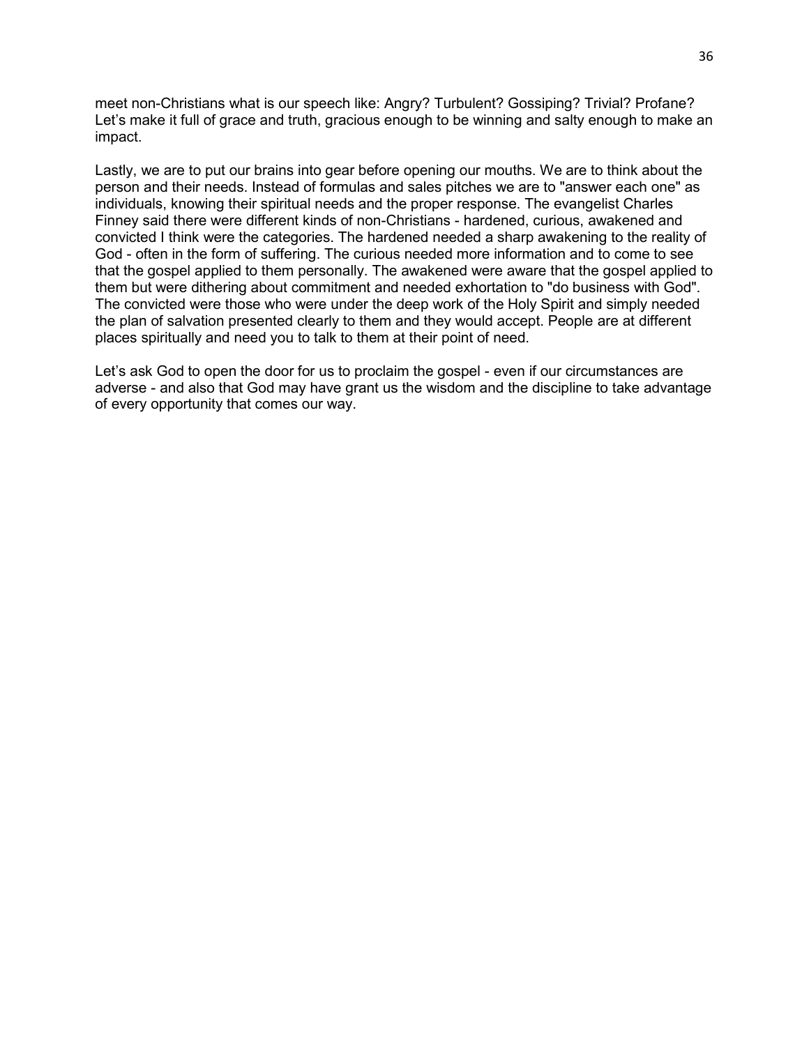meet non-Christians what is our speech like: Angry? Turbulent? Gossiping? Trivial? Profane? Let's make it full of grace and truth, gracious enough to be winning and salty enough to make an impact.

Lastly, we are to put our brains into gear before opening our mouths. We are to think about the person and their needs. Instead of formulas and sales pitches we are to "answer each one" as individuals, knowing their spiritual needs and the proper response. The evangelist Charles Finney said there were different kinds of non-Christians - hardened, curious, awakened and convicted I think were the categories. The hardened needed a sharp awakening to the reality of God - often in the form of suffering. The curious needed more information and to come to see that the gospel applied to them personally. The awakened were aware that the gospel applied to them but were dithering about commitment and needed exhortation to "do business with God". The convicted were those who were under the deep work of the Holy Spirit and simply needed the plan of salvation presented clearly to them and they would accept. People are at different places spiritually and need you to talk to them at their point of need.

Let's ask God to open the door for us to proclaim the gospel - even if our circumstances are adverse - and also that God may have grant us the wisdom and the discipline to take advantage of every opportunity that comes our way.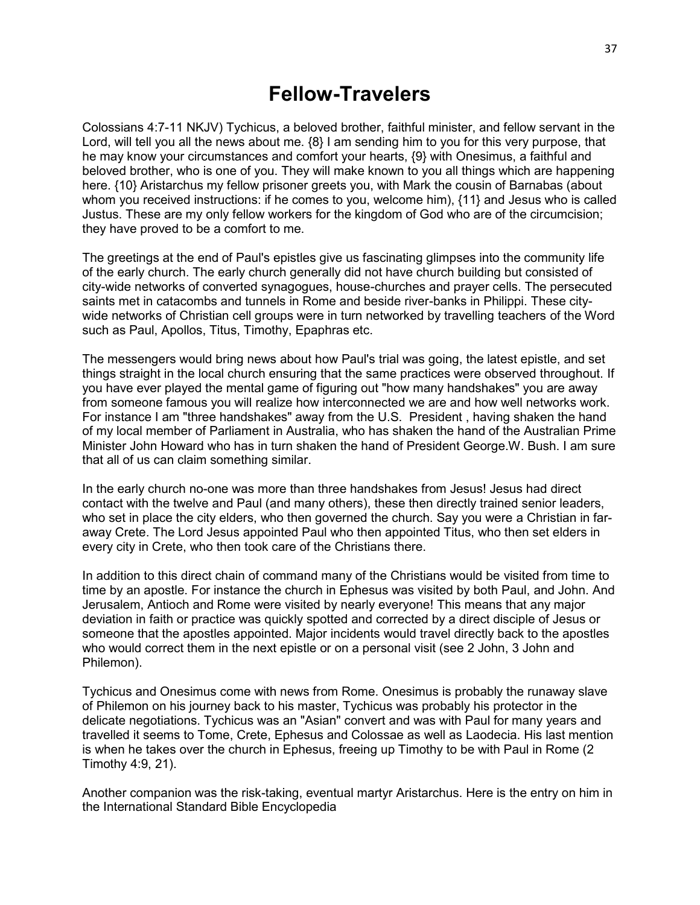# Fellow-Travelers

Colossians 4:7-11 NKJV) Tychicus, a beloved brother, faithful minister, and fellow servant in the Lord, will tell you all the news about me. {8} I am sending him to you for this very purpose, that he may know your circumstances and comfort your hearts, {9} with Onesimus, a faithful and beloved brother, who is one of you. They will make known to you all things which are happening here. {10} Aristarchus my fellow prisoner greets you, with Mark the cousin of Barnabas (about whom you received instructions: if he comes to you, welcome him), {11} and Jesus who is called Justus. These are my only fellow workers for the kingdom of God who are of the circumcision; they have proved to be a comfort to me.

The greetings at the end of Paul's epistles give us fascinating glimpses into the community life of the early church. The early church generally did not have church building but consisted of city-wide networks of converted synagogues, house-churches and prayer cells. The persecuted saints met in catacombs and tunnels in Rome and beside river-banks in Philippi. These city-wide networks of Christian cell groups were in turn networked by travelling teachers of the Word such as Paul, Apollos, Titus, Timothy, Epaphras etc.

The messengers would bring news about how Paul's trial was going, the latest epistle, and set things straight in the local church ensuring that the same practices were observed throughout. If you have ever played the mental game of figuring out "how many handshakes" you are away from someone famous you will realize how interconnected we are and how well networks work. For instance I am "three handshakes" away from the U.S. President , having shaken the hand of my local member of Parliament in Australia, who has shaken the hand of the Australian Prime Minister John Howard who has in turn shaken the hand of President George.W. Bush. I am sure that all of us can claim something similar.

In the early church no-one was more than three handshakes from Jesus! Jesus had direct contact with the twelve and Paul (and many others), these then directly trained senior leaders, who set in place the city elders, who then governed the church. Say you were a Christian in far-away Crete. The Lord Jesus appointed Paul who then appointed Titus, who then set elders in every city in Crete, who then took care of the Christians there.

In addition to this direct chain of command many of the Christians would be visited from time to time by an apostle. For instance the church in Ephesus was visited by both Paul, and John. And Jerusalem, Antioch and Rome were visited by nearly everyone! This means that any major deviation in faith or practice was quickly spotted and corrected by a direct disciple of Jesus or someone that the apostles appointed. Major incidents would travel directly back to the apostles who would correct them in the next epistle or on a personal visit (see 2 John, 3 John and Philemon).

Tychicus and Onesimus come with news from Rome. Onesimus is probably the runaway slave of Philemon on his journey back to his master, Tychicus was probably his protector in the delicate negotiations. Tychicus was an "Asian" convert and was with Paul for many years and travelled it seems to Tome, Crete, Ephesus and Colossae as well as Laodecia. His last mention is when he takes over the church in Ephesus, freeing up Timothy to be with Paul in Rome (2 Timothy 4:9, 21).

Another companion was the risk-taking, eventual martyr Aristarchus. Here is the entry on him in the International Standard Bible Encyclopedia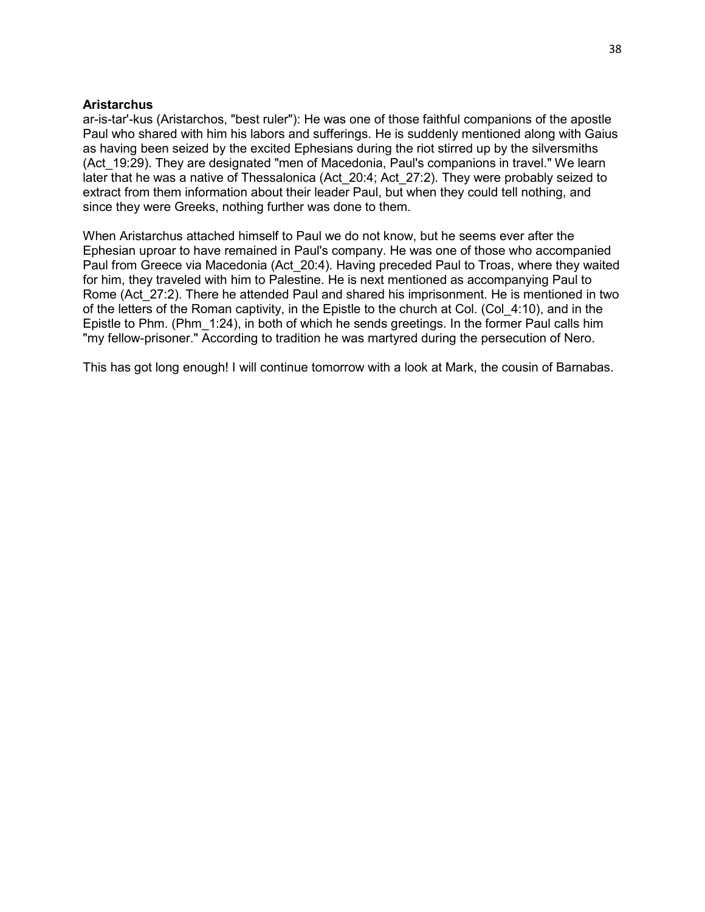**Aristarchus**
ar-is-tar'-kus (Aristarchos, "best ruler"): He was one of those faithful companions of the apostle Paul who shared with him his labors and sufferings. He is suddenly mentioned along with Gaius as having been seized by the excited Ephesians during the riot stirred up by the silversmiths (Act_19:29). They are designated "men of Macedonia, Paul's companions in travel." We learn later that he was a native of Thessalonica (Act_20:4; Act_27:2). They were probably seized to extract from them information about their leader Paul, but when they could tell nothing, and since they were Greeks, nothing further was done to them.

When Aristarchus attached himself to Paul we do not know, but he seems ever after the Ephesian uproar to have remained in Paul's company. He was one of those who accompanied Paul from Greece via Macedonia (Act_20:4). Having preceded Paul to Troas, where they waited for him, they traveled with him to Palestine. He is next mentioned as accompanying Paul to Rome (Act_27:2). There he attended Paul and shared his imprisonment. He is mentioned in two of the letters of the Roman captivity, in the Epistle to the church at Col. (Col_4:10), and in the Epistle to Phm. (Phm_1:24), in both of which he sends greetings. In the former Paul calls him "my fellow-prisoner." According to tradition he was martyred during the persecution of Nero.

This has got long enough! I will continue tomorrow with a look at Mark, the cousin of Barnabas.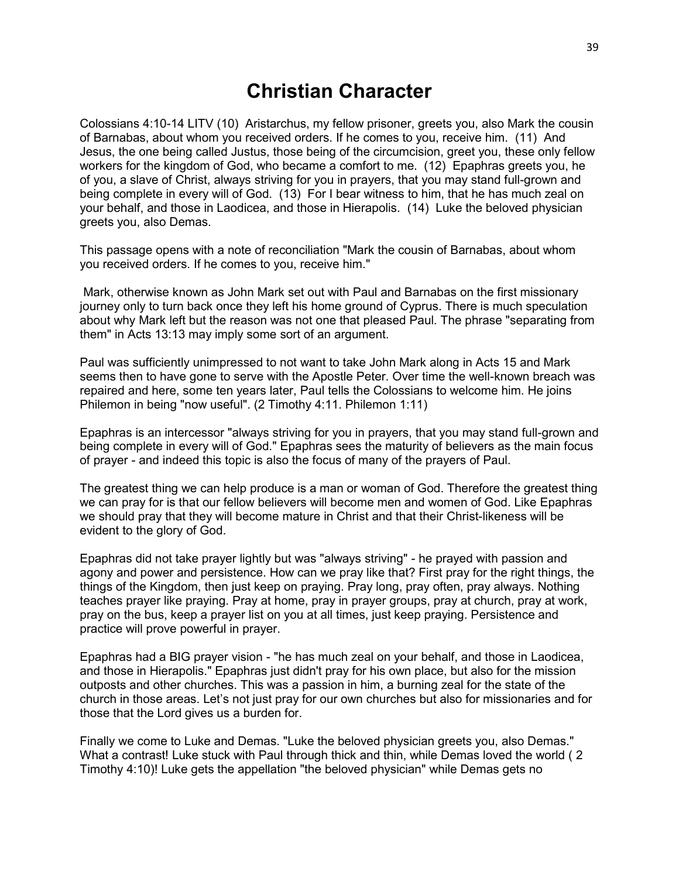# Christian Character

Colossians 4:10-14 LITV (10) Aristarchus, my fellow prisoner, greets you, also Mark the cousin of Barnabas, about whom you received orders. If he comes to you, receive him. (11) And Jesus, the one being called Justus, those being of the circumcision, greet you, these only fellow workers for the kingdom of God, who became a comfort to me. (12) Epaphras greets you, he of you, a slave of Christ, always striving for you in prayers, that you may stand full-grown and being complete in every will of God. (13) For I bear witness to him, that he has much zeal on your behalf, and those in Laodicea, and those in Hierapolis. (14) Luke the beloved physician greets you, also Demas.

This passage opens with a note of reconciliation "Mark the cousin of Barnabas, about whom you received orders. If he comes to you, receive him."

Mark, otherwise known as John Mark set out with Paul and Barnabas on the first missionary journey only to turn back once they left his home ground of Cyprus. There is much speculation about why Mark left but the reason was not one that pleased Paul. The phrase "separating from them" in Acts 13:13 may imply some sort of an argument.

Paul was sufficiently unimpressed to not want to take John Mark along in Acts 15 and Mark seems then to have gone to serve with the Apostle Peter. Over time the well-known breach was repaired and here, some ten years later, Paul tells the Colossians to welcome him. He joins Philemon in being "now useful". (2 Timothy 4:11. Philemon 1:11)

Epaphras is an intercessor "always striving for you in prayers, that you may stand full-grown and being complete in every will of God." Epaphras sees the maturity of believers as the main focus of prayer - and indeed this topic is also the focus of many of the prayers of Paul.

The greatest thing we can help produce is a man or woman of God. Therefore the greatest thing we can pray for is that our fellow believers will become men and women of God. Like Epaphras we should pray that they will become mature in Christ and that their Christ-likeness will be evident to the glory of God.

Epaphras did not take prayer lightly but was "always striving" - he prayed with passion and agony and power and persistence. How can we pray like that? First pray for the right things, the things of the Kingdom, then just keep on praying. Pray long, pray often, pray always. Nothing teaches prayer like praying. Pray at home, pray in prayer groups, pray at church, pray at work, pray on the bus, keep a prayer list on you at all times, just keep praying. Persistence and practice will prove powerful in prayer.

Epaphras had a BIG prayer vision - "he has much zeal on your behalf, and those in Laodicea, and those in Hierapolis." Epaphras just didn't pray for his own place, but also for the mission outposts and other churches. This was a passion in him, a burning zeal for the state of the church in those areas. Let's not just pray for our own churches but also for missionaries and for those that the Lord gives us a burden for.

Finally we come to Luke and Demas. "Luke the beloved physician greets you, also Demas." What a contrast! Luke stuck with Paul through thick and thin, while Demas loved the world ( 2 Timothy 4:10)! Luke gets the appellation "the beloved physician" while Demas gets no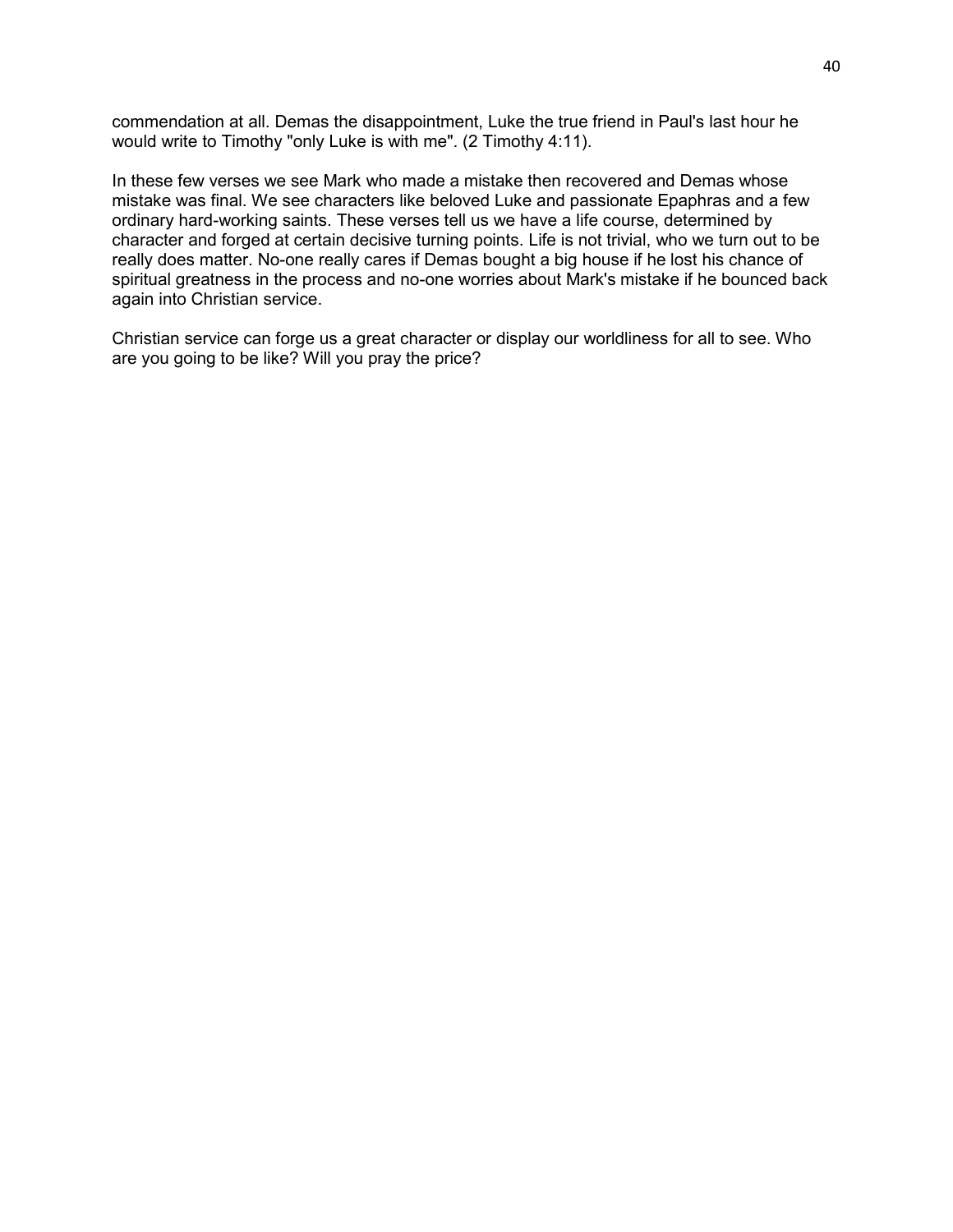commendation at all. Demas the disappointment, Luke the true friend in Paul's last hour he would write to Timothy "only Luke is with me". (2 Timothy 4:11).

In these few verses we see Mark who made a mistake then recovered and Demas whose mistake was final. We see characters like beloved Luke and passionate Epaphras and a few ordinary hard-working saints. These verses tell us we have a life course, determined by character and forged at certain decisive turning points. Life is not trivial, who we turn out to be really does matter. No-one really cares if Demas bought a big house if he lost his chance of spiritual greatness in the process and no-one worries about Mark's mistake if he bounced back again into Christian service.

Christian service can forge us a great character or display our worldliness for all to see. Who are you going to be like? Will you pray the price?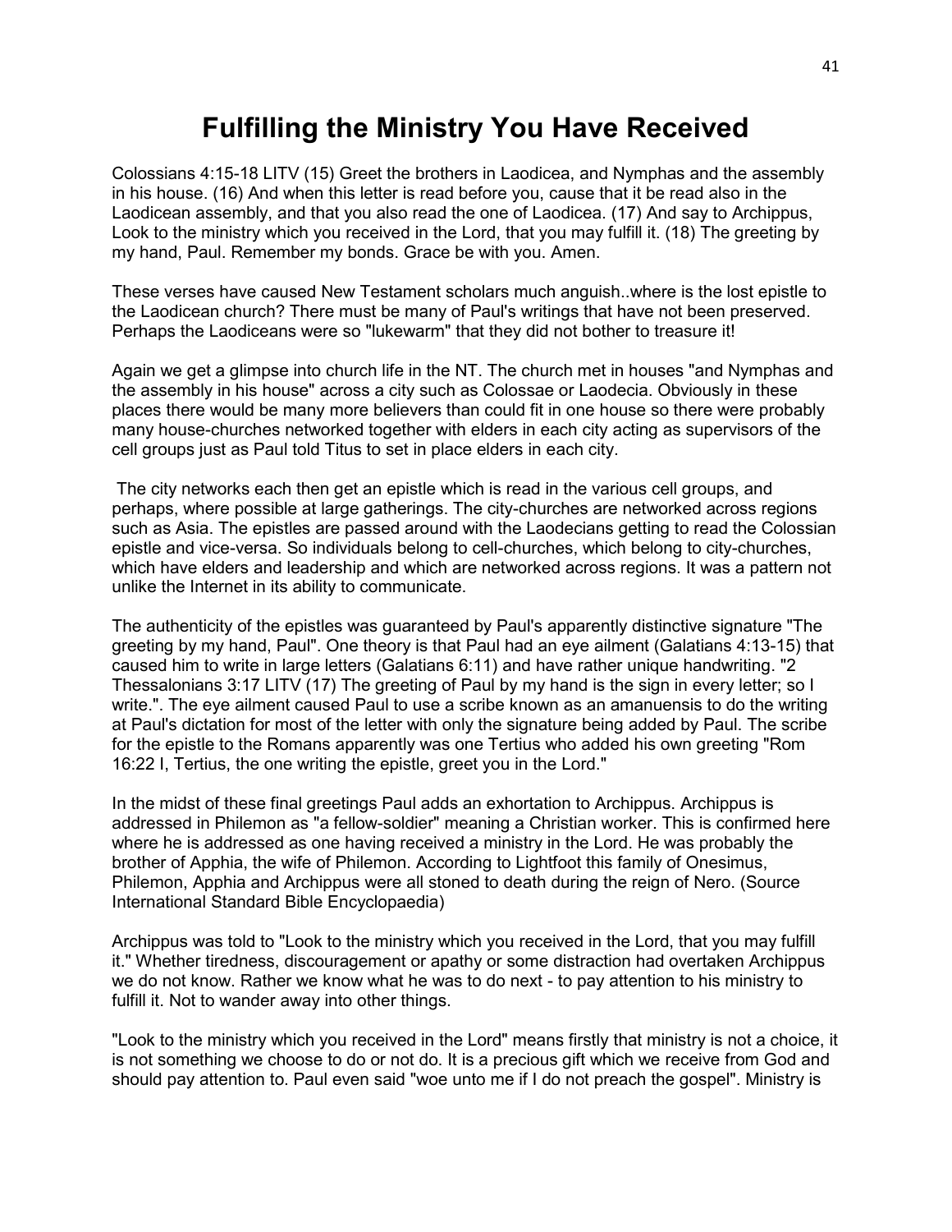# Fulfilling the Ministry You Have Received

Colossians 4:15-18 LITV (15) Greet the brothers in Laodicea, and Nymphas and the assembly in his house. (16) And when this letter is read before you, cause that it be read also in the Laodicean assembly, and that you also read the one of Laodicea. (17) And say to Archippus, Look to the ministry which you received in the Lord, that you may fulfill it. (18) The greeting by my hand, Paul. Remember my bonds. Grace be with you. Amen.

These verses have caused New Testament scholars much anguish..where is the lost epistle to the Laodicean church? There must be many of Paul's writings that have not been preserved. Perhaps the Laodiceans were so "lukewarm" that they did not bother to treasure it!

Again we get a glimpse into church life in the NT. The church met in houses "and Nymphas and the assembly in his house" across a city such as Colossae or Laodecia. Obviously in these places there would be many more believers than could fit in one house so there were probably many house-churches networked together with elders in each city acting as supervisors of the cell groups just as Paul told Titus to set in place elders in each city.

The city networks each then get an epistle which is read in the various cell groups, and perhaps, where possible at large gatherings. The city-churches are networked across regions such as Asia. The epistles are passed around with the Laodecians getting to read the Colossian epistle and vice-versa. So individuals belong to cell-churches, which belong to city-churches, which have elders and leadership and which are networked across regions. It was a pattern not unlike the Internet in its ability to communicate.

The authenticity of the epistles was guaranteed by Paul's apparently distinctive signature "The greeting by my hand, Paul". One theory is that Paul had an eye ailment (Galatians 4:13-15) that caused him to write in large letters (Galatians 6:11) and have rather unique handwriting. "2 Thessalonians 3:17 LITV (17) The greeting of Paul by my hand is the sign in every letter; so I write.". The eye ailment caused Paul to use a scribe known as an amanuensis to do the writing at Paul's dictation for most of the letter with only the signature being added by Paul. The scribe for the epistle to the Romans apparently was one Tertius who added his own greeting "Rom 16:22 I, Tertius, the one writing the epistle, greet you in the Lord."

In the midst of these final greetings Paul adds an exhortation to Archippus. Archippus is addressed in Philemon as "a fellow-soldier" meaning a Christian worker. This is confirmed here where he is addressed as one having received a ministry in the Lord. He was probably the brother of Apphia, the wife of Philemon. According to Lightfoot this family of Onesimus, Philemon, Apphia and Archippus were all stoned to death during the reign of Nero. (Source International Standard Bible Encyclopaedia)

Archippus was told to "Look to the ministry which you received in the Lord, that you may fulfill it." Whether tiredness, discouragement or apathy or some distraction had overtaken Archippus we do not know. Rather we know what he was to do next - to pay attention to his ministry to fulfill it. Not to wander away into other things.

"Look to the ministry which you received in the Lord" means firstly that ministry is not a choice, it is not something we choose to do or not do. It is a precious gift which we receive from God and should pay attention to. Paul even said "woe unto me if I do not preach the gospel". Ministry is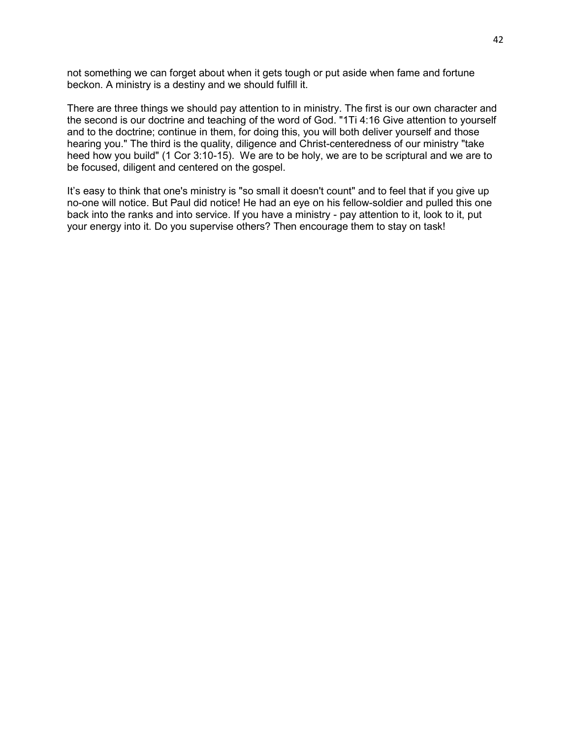not something we can forget about when it gets tough or put aside when fame and fortune beckon. A ministry is a destiny and we should fulfill it.

There are three things we should pay attention to in ministry. The first is our own character and the second is our doctrine and teaching of the word of God. "1Ti 4:16 Give attention to yourself and to the doctrine; continue in them, for doing this, you will both deliver yourself and those hearing you." The third is the quality, diligence and Christ-centeredness of our ministry "take heed how you build" (1 Cor 3:10-15). We are to be holy, we are to be scriptural and we are to be focused, diligent and centered on the gospel.

It's easy to think that one's ministry is "so small it doesn't count" and to feel that if you give up no-one will notice. But Paul did notice! He had an eye on his fellow-soldier and pulled this one back into the ranks and into service. If you have a ministry - pay attention to it, look to it, put your energy into it. Do you supervise others? Then encourage them to stay on task!